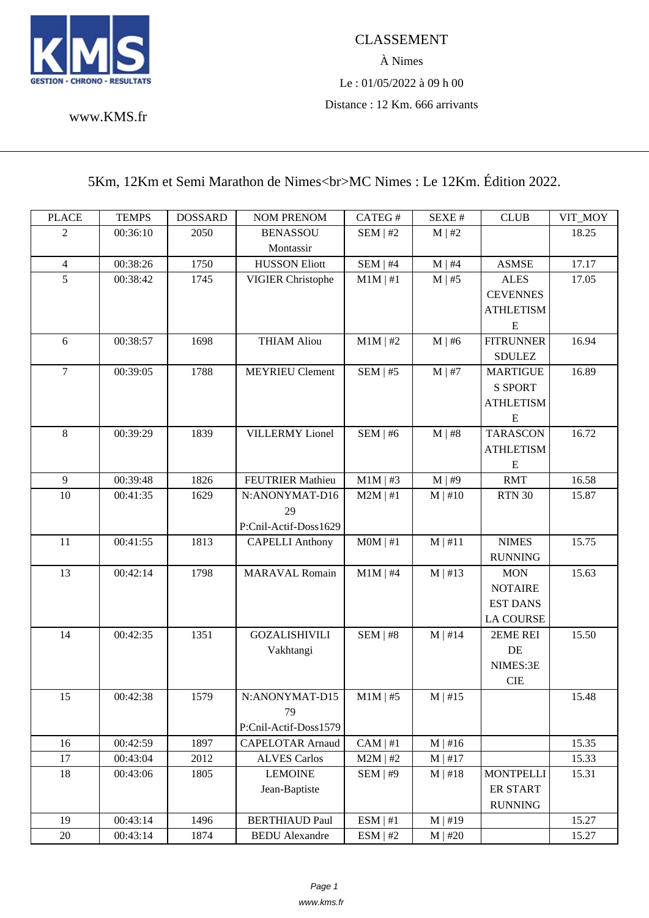www.KMS.fr

CLASSEMENT

À Nimes

Le : 01/05/2022 à 09 h 00

Distance : 12 Km. 666 arrivants

## 5Km, 12Km et Semi Marathon de Nimes<br>MC Nimes : Le 12Km. Édition 2022.

| PLACE | TEMPS | DOSSARD | NOM PRENOM | CATEG # | SEXE # | CLUB | VIT_MOY |
|---|---|---|---|---|---|---|---|
| 2 | 00:36:10 | 2050 | BENASSOU Montassir | SEM \| #2 | M \| #2 | | 18.25 |
| 4 | 00:38:26 | 1750 | HUSSON Eliott | SEM \| #4 | M \| #4 | ASMSE | 17.17 |
| 5 | 00:38:42 | 1745 | VIGIER Christophe | M1M \| #1 | M \| #5 | ALES CEVENNES ATHLETISME | 17.05 |
| 6 | 00:38:57 | 1698 | THIAM Aliou | M1M \| #2 | M \| #6 | FITRUNNER SDULEZ | 16.94 |
| 7 | 00:39:05 | 1788 | MEYRIEU Clement | SEM \| #5 | M \| #7 | MARTIGUES SPORT ATHLETISME | 16.89 |
| 8 | 00:39:29 | 1839 | VILLERMY Lionel | SEM \| #6 | M \| #8 | TARASCON ATHLETISME | 16.72 |
| 9 | 00:39:48 | 1826 | FEUTRIER Mathieu | M1M \| #3 | M \| #9 | RMT | 16.58 |
| 10 | 00:41:35 | 1629 | N:ANONYMAT-D1629 P:Cnil-Actif-Doss1629 | M2M \| #1 | M \| #10 | RTN 30 | 15.87 |
| 11 | 00:41:55 | 1813 | CAPELLI Anthony | M0M \| #1 | M \| #11 | NIMES RUNNING | 15.75 |
| 13 | 00:42:14 | 1798 | MARAVAL Romain | M1M \| #4 | M \| #13 | MON NOTAIRE EST DANS LA COURSE | 15.63 |
| 14 | 00:42:35 | 1351 | GOZALISHIVILI Vakhtangi | SEM \| #8 | M \| #14 | 2EME REI DE NIMES:3E CIE | 15.50 |
| 15 | 00:42:38 | 1579 | N:ANONYMAT-D1579 P:Cnil-Actif-Doss1579 | M1M \| #5 | M \| #15 | | 15.48 |
| 16 | 00:42:59 | 1897 | CAPELOTAR Arnaud | CAM \| #1 | M \| #16 | | 15.35 |
| 17 | 00:43:04 | 2012 | ALVES Carlos | M2M \| #2 | M \| #17 | | 15.33 |
| 18 | 00:43:06 | 1805 | LEMOINE Jean-Baptiste | SEM \| #9 | M \| #18 | MONTPELLIER START RUNNING | 15.31 |
| 19 | 00:43:14 | 1496 | BERTHIAUD Paul | ESM \| #1 | M \| #19 | | 15.27 |
| 20 | 00:43:14 | 1874 | BEDU Alexandre | ESM \| #2 | M \| #20 | | 15.27 |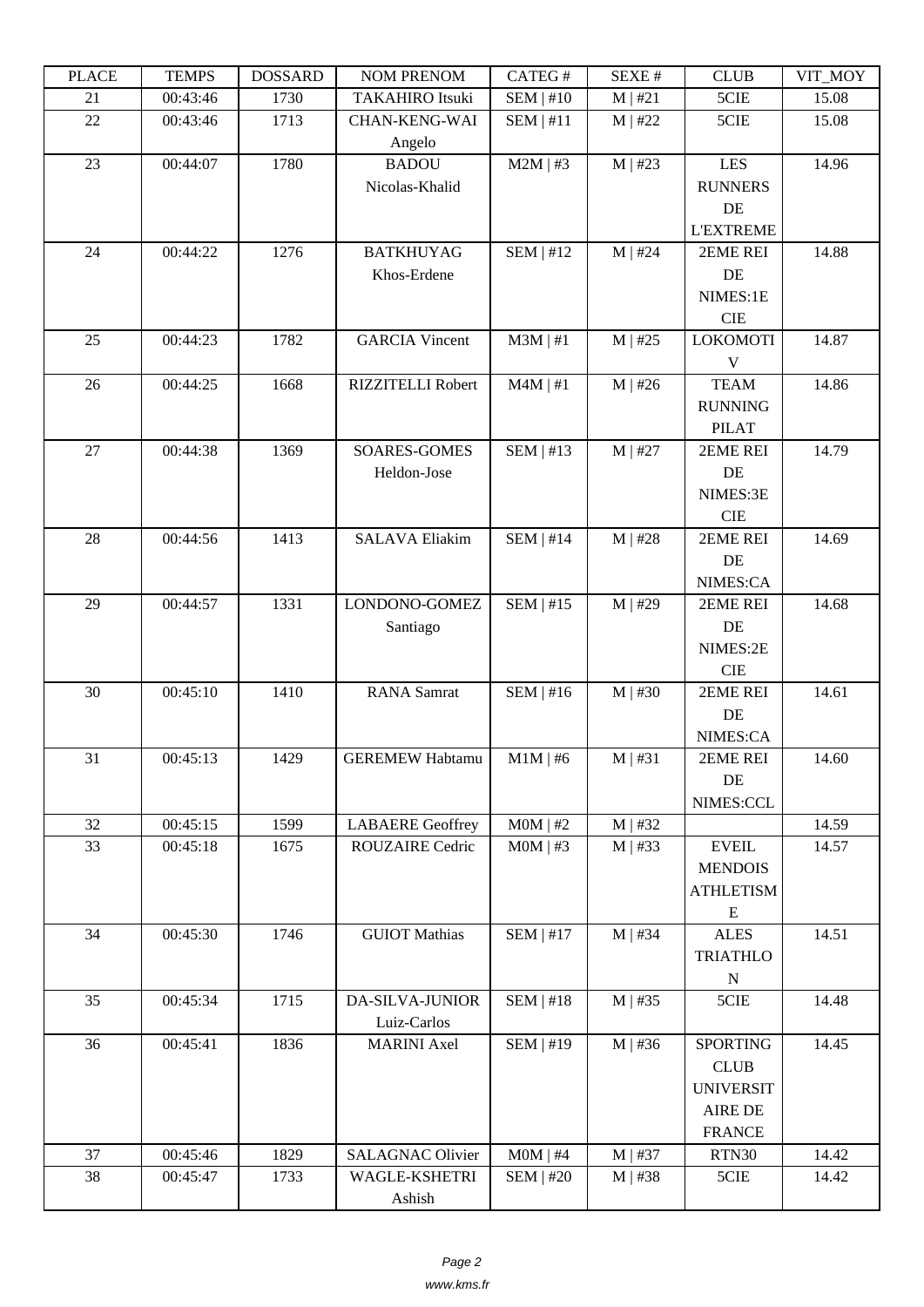| PLACE | TEMPS | DOSSARD | NOM PRENOM | CATEG # | SEXE # | CLUB | VIT_MOY |
|---|---|---|---|---|---|---|---|
| 21 | 00:43:46 | 1730 | TAKAHIRO Itsuki | SEM \| #10 | M \| #21 | 5CIE | 15.08 |
| 22 | 00:43:46 | 1713 | CHAN-KENG-WAI Angelo | SEM \| #11 | M \| #22 | 5CIE | 15.08 |
| 23 | 00:44:07 | 1780 | BADOU Nicolas-Khalid | M2M \| #3 | M \| #23 | LES RUNNERS DE L'EXTREME | 14.96 |
| 24 | 00:44:22 | 1276 | BATKHUYAG Khos-Erdene | SEM \| #12 | M \| #24 | 2EME REI DE NIMES:1E CIE | 14.88 |
| 25 | 00:44:23 | 1782 | GARCIA Vincent | M3M \| #1 | M \| #25 | LOKOMOTIV | 14.87 |
| 26 | 00:44:25 | 1668 | RIZZITELLI Robert | M4M \| #1 | M \| #26 | TEAM RUNNING PILAT | 14.86 |
| 27 | 00:44:38 | 1369 | SOARES-GOMES Heldon-Jose | SEM \| #13 | M \| #27 | 2EME REI DE NIMES:3E CIE | 14.79 |
| 28 | 00:44:56 | 1413 | SALAVA Eliakim | SEM \| #14 | M \| #28 | 2EME REI DE NIMES:CA | 14.69 |
| 29 | 00:44:57 | 1331 | LONDONO-GOMEZ Santiago | SEM \| #15 | M \| #29 | 2EME REI DE NIMES:2E CIE | 14.68 |
| 30 | 00:45:10 | 1410 | RANA Samrat | SEM \| #16 | M \| #30 | 2EME REI DE NIMES:CA | 14.61 |
| 31 | 00:45:13 | 1429 | GEREMEW Habtamu | M1M \| #6 | M \| #31 | 2EME REI DE NIMES:CCL | 14.60 |
| 32 | 00:45:15 | 1599 | LABAERE Geoffrey | M0M \| #2 | M \| #32 | | 14.59 |
| 33 | 00:45:18 | 1675 | ROUZAIRE Cedric | M0M \| #3 | M \| #33 | EVEIL MENDOIS ATHLETISME | 14.57 |
| 34 | 00:45:30 | 1746 | GUIOT Mathias | SEM \| #17 | M \| #34 | ALES TRIATHLON | 14.51 |
| 35 | 00:45:34 | 1715 | DA-SILVA-JUNIOR Luiz-Carlos | SEM \| #18 | M \| #35 | 5CIE | 14.48 |
| 36 | 00:45:41 | 1836 | MARINI Axel | SEM \| #19 | M \| #36 | SPORTING CLUB UNIVERSITAIRE DE FRANCE | 14.45 |
| 37 | 00:45:46 | 1829 | SALAGNAC Olivier | M0M \| #4 | M \| #37 | RTN30 | 14.42 |
| 38 | 00:45:47 | 1733 | WAGLE-KSHETRI Ashish | SEM \| #20 | M \| #38 | 5CIE | 14.42 |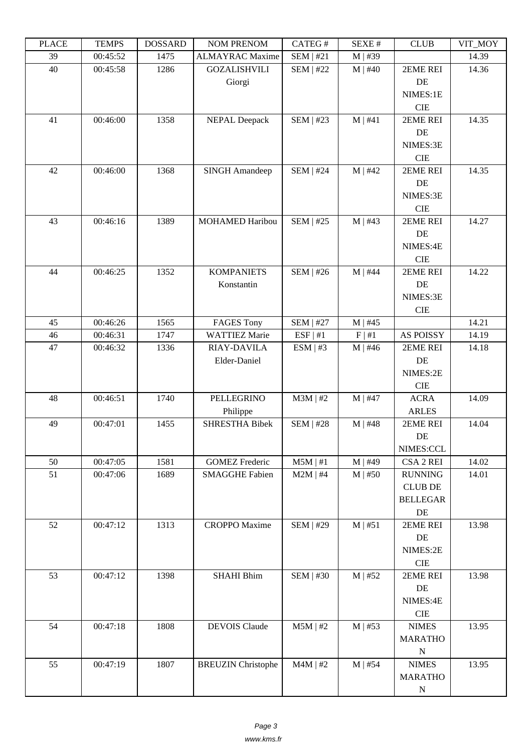| PLACE | TEMPS | DOSSARD | NOM PRENOM | CATEG # | SEXE # | CLUB | VIT_MOY |
|---|---|---|---|---|---|---|---|
| 39 | 00:45:52 | 1475 | ALMAYRAC Maxime | SEM \| #21 | M \| #39 | | 14.39 |
| 40 | 00:45:58 | 1286 | GOZALISHVILI Giorgi | SEM \| #22 | M \| #40 | 2EME REI DE NIMES:1E CIE | 14.36 |
| 41 | 00:46:00 | 1358 | NEPAL Deepack | SEM \| #23 | M \| #41 | 2EME REI DE NIMES:3E CIE | 14.35 |
| 42 | 00:46:00 | 1368 | SINGH Amandeep | SEM \| #24 | M \| #42 | 2EME REI DE NIMES:3E CIE | 14.35 |
| 43 | 00:46:16 | 1389 | MOHAMED Haribou | SEM \| #25 | M \| #43 | 2EME REI DE NIMES:4E CIE | 14.27 |
| 44 | 00:46:25 | 1352 | KOMPANIETS Konstantin | SEM \| #26 | M \| #44 | 2EME REI DE NIMES:3E CIE | 14.22 |
| 45 | 00:46:26 | 1565 | FAGES Tony | SEM \| #27 | M \| #45 | | 14.21 |
| 46 | 00:46:31 | 1747 | WATTIEZ Marie | ESF \| #1 | F \| #1 | AS POISSY | 14.19 |
| 47 | 00:46:32 | 1336 | RIAY-DAVILA Elder-Daniel | ESM \| #3 | M \| #46 | 2EME REI DE NIMES:2E CIE | 14.18 |
| 48 | 00:46:51 | 1740 | PELLEGRINO Philippe | M3M \| #2 | M \| #47 | ACRA ARLES | 14.09 |
| 49 | 00:47:01 | 1455 | SHRESTHA Bibek | SEM \| #28 | M \| #48 | 2EME REI DE NIMES:CCL | 14.04 |
| 50 | 00:47:05 | 1581 | GOMEZ Frederic | M5M \| #1 | M \| #49 | CSA 2 REI | 14.02 |
| 51 | 00:47:06 | 1689 | SMAGGHE Fabien | M2M \| #4 | M \| #50 | RUNNING CLUB DE BELLEGARDE | 14.01 |
| 52 | 00:47:12 | 1313 | CROPPO Maxime | SEM \| #29 | M \| #51 | 2EME REI DE NIMES:2E CIE | 13.98 |
| 53 | 00:47:12 | 1398 | SHAHI Bhim | SEM \| #30 | M \| #52 | 2EME REI DE NIMES:4E CIE | 13.98 |
| 54 | 00:47:18 | 1808 | DEVOIS Claude | M5M \| #2 | M \| #53 | NIMES MARATHON | 13.95 |
| 55 | 00:47:19 | 1807 | BREUZIN Christophe | M4M \| #2 | M \| #54 | NIMES MARATHON | 13.95 |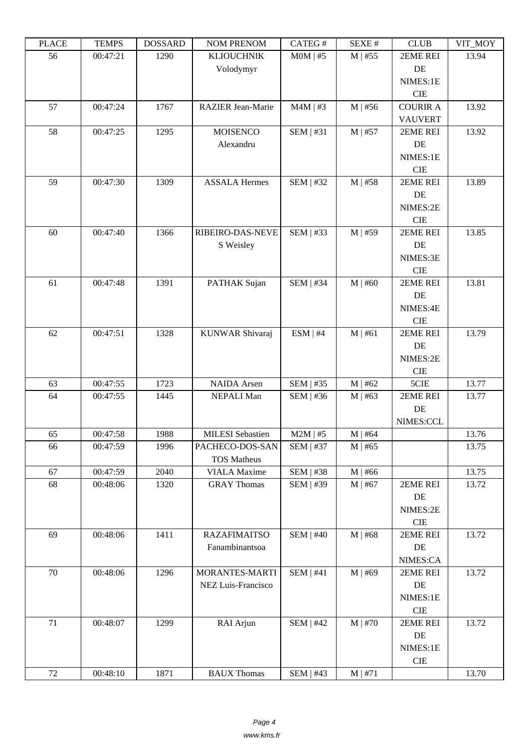| PLACE | TEMPS | DOSSARD | NOM PRENOM | CATEG # | SEXE # | CLUB | VIT_MOY |
|---|---|---|---|---|---|---|---|
| 56 | 00:47:21 | 1290 | KLIOUCHNIK Volodymyr | M0M \| #5 | M \| #55 | 2EME REI DE NIMES:1E CIE | 13.94 |
| 57 | 00:47:24 | 1767 | RAZIER Jean-Marie | M4M \| #3 | M \| #56 | COURIR A VAUVERT | 13.92 |
| 58 | 00:47:25 | 1295 | MOISENCO Alexandru | SEM \| #31 | M \| #57 | 2EME REI DE NIMES:1E CIE | 13.92 |
| 59 | 00:47:30 | 1309 | ASSALA Hermes | SEM \| #32 | M \| #58 | 2EME REI DE NIMES:2E CIE | 13.89 |
| 60 | 00:47:40 | 1366 | RIBEIRO-DAS-NEVES Weisley | SEM \| #33 | M \| #59 | 2EME REI DE NIMES:3E CIE | 13.85 |
| 61 | 00:47:48 | 1391 | PATHAK Sujan | SEM \| #34 | M \| #60 | 2EME REI DE NIMES:4E CIE | 13.81 |
| 62 | 00:47:51 | 1328 | KUNWAR Shivaraj | ESM \| #4 | M \| #61 | 2EME REI DE NIMES:2E CIE | 13.79 |
| 63 | 00:47:55 | 1723 | NAIDA Arsen | SEM \| #35 | M \| #62 | 5CIE | 13.77 |
| 64 | 00:47:55 | 1445 | NEPALI Man | SEM \| #36 | M \| #63 | 2EME REI DE NIMES:CCL | 13.77 |
| 65 | 00:47:58 | 1988 | MILESI Sebastien | M2M \| #5 | M \| #64 | | 13.76 |
| 66 | 00:47:59 | 1996 | PACHECO-DOS-SANTOS Matheus | SEM \| #37 | M \| #65 | | 13.75 |
| 67 | 00:47:59 | 2040 | VIALA Maxime | SEM \| #38 | M \| #66 | | 13.75 |
| 68 | 00:48:06 | 1320 | GRAY Thomas | SEM \| #39 | M \| #67 | 2EME REI DE NIMES:2E CIE | 13.72 |
| 69 | 00:48:06 | 1411 | RAZAFIMAITSO Fanambinantsoa | SEM \| #40 | M \| #68 | 2EME REI DE NIMES:CA | 13.72 |
| 70 | 00:48:06 | 1296 | MORANTES-MARTINEZ Luis-Francisco | SEM \| #41 | M \| #69 | 2EME REI DE NIMES:1E CIE | 13.72 |
| 71 | 00:48:07 | 1299 | RAI Arjun | SEM \| #42 | M \| #70 | 2EME REI DE NIMES:1E CIE | 13.72 |
| 72 | 00:48:10 | 1871 | BAUX Thomas | SEM \| #43 | M \| #71 | | 13.70 |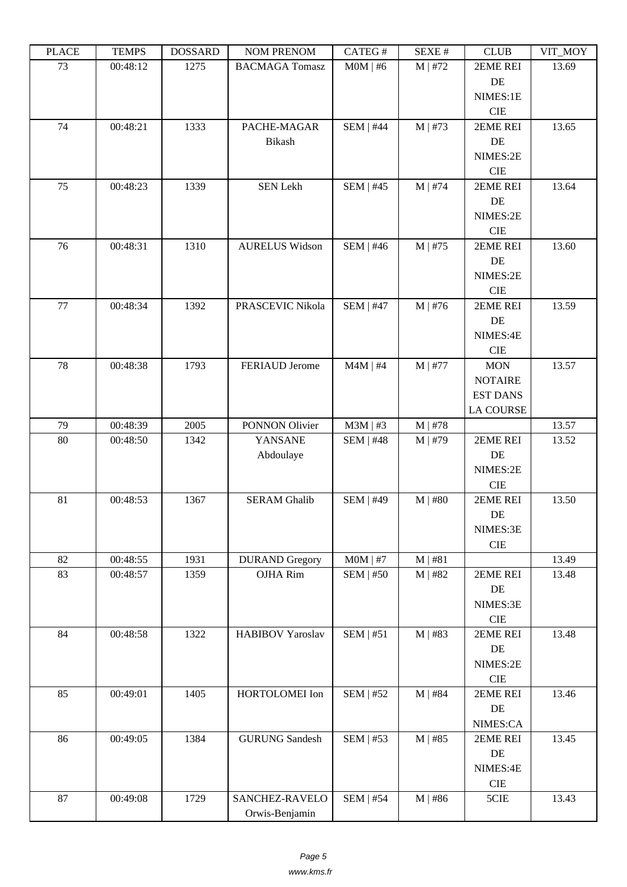| PLACE | TEMPS | DOSSARD | NOM PRENOM | CATEG # | SEXE # | CLUB | VIT_MOY |
|---|---|---|---|---|---|---|---|
| 73 | 00:48:12 | 1275 | BACMAGA Tomasz | M0M \| #6 | M \| #72 | 2EME REI DE NIMES:1E CIE | 13.69 |
| 74 | 00:48:21 | 1333 | PACHE-MAGAR Bikash | SEM \| #44 | M \| #73 | 2EME REI DE NIMES:2E CIE | 13.65 |
| 75 | 00:48:23 | 1339 | SEN Lekh | SEM \| #45 | M \| #74 | 2EME REI DE NIMES:2E CIE | 13.64 |
| 76 | 00:48:31 | 1310 | AURELUS Widson | SEM \| #46 | M \| #75 | 2EME REI DE NIMES:2E CIE | 13.60 |
| 77 | 00:48:34 | 1392 | PRASCEVIC Nikola | SEM \| #47 | M \| #76 | 2EME REI DE NIMES:4E CIE | 13.59 |
| 78 | 00:48:38 | 1793 | FERIAUD Jerome | M4M \| #4 | M \| #77 | MON NOTAIRE EST DANS LA COURSE | 13.57 |
| 79 | 00:48:39 | 2005 | PONNON Olivier | M3M \| #3 | M \| #78 | | 13.57 |
| 80 | 00:48:50 | 1342 | YANSANE Abdoulaye | SEM \| #48 | M \| #79 | 2EME REI DE NIMES:2E CIE | 13.52 |
| 81 | 00:48:53 | 1367 | SERAM Ghalib | SEM \| #49 | M \| #80 | 2EME REI DE NIMES:3E CIE | 13.50 |
| 82 | 00:48:55 | 1931 | DURAND Gregory | M0M \| #7 | M \| #81 | | 13.49 |
| 83 | 00:48:57 | 1359 | OJHA Rim | SEM \| #50 | M \| #82 | 2EME REI DE NIMES:3E CIE | 13.48 |
| 84 | 00:48:58 | 1322 | HABIBOV Yaroslav | SEM \| #51 | M \| #83 | 2EME REI DE NIMES:2E CIE | 13.48 |
| 85 | 00:49:01 | 1405 | HORTOLOMEI Ion | SEM \| #52 | M \| #84 | 2EME REI DE NIMES:CA | 13.46 |
| 86 | 00:49:05 | 1384 | GURUNG Sandesh | SEM \| #53 | M \| #85 | 2EME REI DE NIMES:4E CIE | 13.45 |
| 87 | 00:49:08 | 1729 | SANCHEZ-RAVELO Orwis-Benjamin | SEM \| #54 | M \| #86 | 5CIE | 13.43 |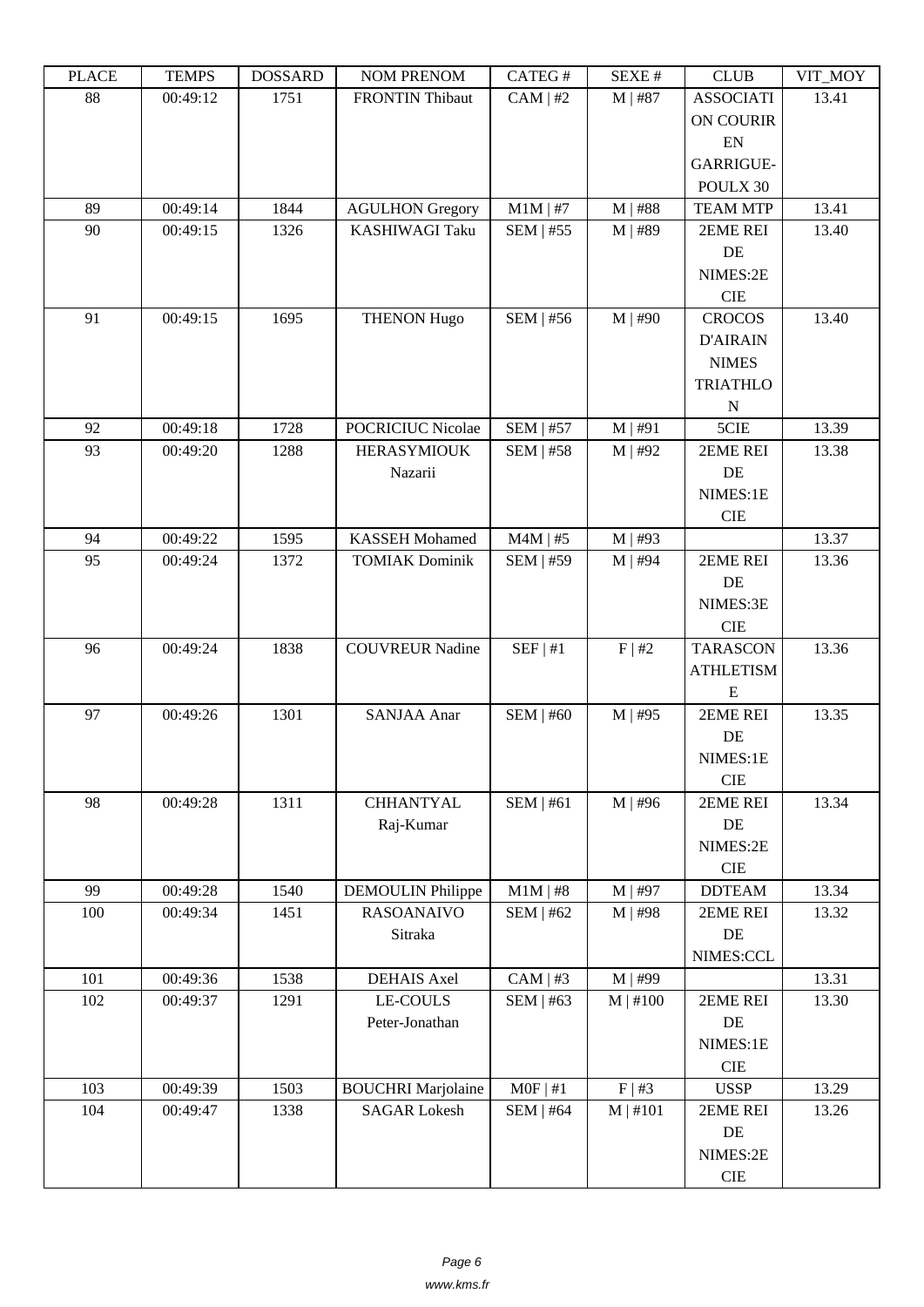| PLACE | TEMPS | DOSSARD | NOM PRENOM | CATEG # | SEXE # | CLUB | VIT_MOY |
|---|---|---|---|---|---|---|---|
| 88 | 00:49:12 | 1751 | FRONTIN Thibaut | CAM \| #2 | M \| #87 | ASSOCIATION COURIR EN GARRIGUE-POULX 30 | 13.41 |
| 89 | 00:49:14 | 1844 | AGULHON Gregory | M1M \| #7 | M \| #88 | TEAM MTP | 13.41 |
| 90 | 00:49:15 | 1326 | KASHIWAGI Taku | SEM \| #55 | M \| #89 | 2EME REI DE NIMES:2E CIE | 13.40 |
| 91 | 00:49:15 | 1695 | THENON Hugo | SEM \| #56 | M \| #90 | CROCOS D'AIRAIN NIMES TRIATHLON | 13.40 |
| 92 | 00:49:18 | 1728 | POCRICIUC Nicolae | SEM \| #57 | M \| #91 | 5CIE | 13.39 |
| 93 | 00:49:20 | 1288 | HERASYMIOUK Nazarii | SEM \| #58 | M \| #92 | 2EME REI DE NIMES:1E CIE | 13.38 |
| 94 | 00:49:22 | 1595 | KASSEH Mohamed | M4M \| #5 | M \| #93 | | 13.37 |
| 95 | 00:49:24 | 1372 | TOMIAK Dominik | SEM \| #59 | M \| #94 | 2EME REI DE NIMES:3E CIE | 13.36 |
| 96 | 00:49:24 | 1838 | COUVREUR Nadine | SEF \| #1 | F \| #2 | TARASCON ATHLETISME | 13.36 |
| 97 | 00:49:26 | 1301 | SANJAA Anar | SEM \| #60 | M \| #95 | 2EME REI DE NIMES:1E CIE | 13.35 |
| 98 | 00:49:28 | 1311 | CHHANTYAL Raj-Kumar | SEM \| #61 | M \| #96 | 2EME REI DE NIMES:2E CIE | 13.34 |
| 99 | 00:49:28 | 1540 | DEMOULIN Philippe | M1M \| #8 | M \| #97 | DDTEAM | 13.34 |
| 100 | 00:49:34 | 1451 | RASOANAIVO Sitraka | SEM \| #62 | M \| #98 | 2EME REI DE NIMES:CCL | 13.32 |
| 101 | 00:49:36 | 1538 | DEHAIS Axel | CAM \| #3 | M \| #99 | | 13.31 |
| 102 | 00:49:37 | 1291 | LE-COULS Peter-Jonathan | SEM \| #63 | M \| #100 | 2EME REI DE NIMES:1E CIE | 13.30 |
| 103 | 00:49:39 | 1503 | BOUCHRI Marjolaine | M0F \| #1 | F \| #3 | USSP | 13.29 |
| 104 | 00:49:47 | 1338 | SAGAR Lokesh | SEM \| #64 | M \| #101 | 2EME REI DE NIMES:2E CIE | 13.26 |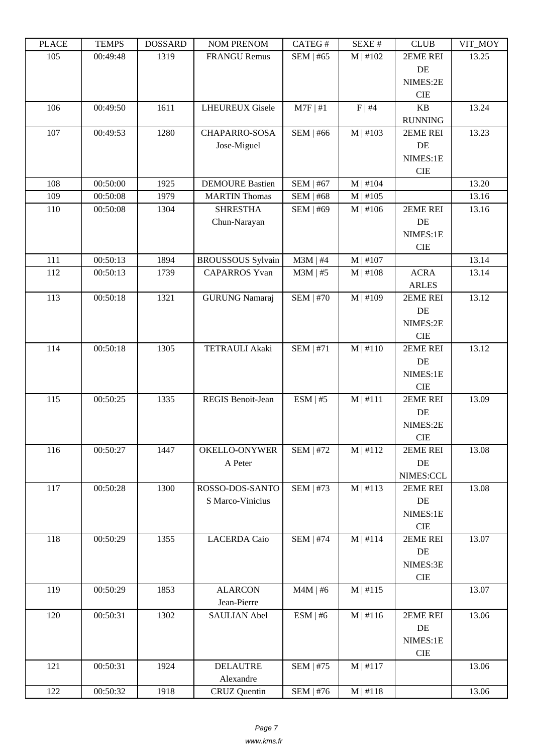| PLACE | TEMPS | DOSSARD | NOM PRENOM | CATEG # | SEXE # | CLUB | VIT_MOY |
| --- | --- | --- | --- | --- | --- | --- | --- |
| 105 | 00:49:48 | 1319 | FRANGU Remus | SEM \| #65 | M \| #102 | 2EME REI DE NIMES:2E CIE | 13.25 |
| 106 | 00:49:50 | 1611 | LHEUREUX Gisele | M7F \| #1 | F \| #4 | KB RUNNING | 13.24 |
| 107 | 00:49:53 | 1280 | CHAPARRO-SOSA Jose-Miguel | SEM \| #66 | M \| #103 | 2EME REI DE NIMES:1E CIE | 13.23 |
| 108 | 00:50:00 | 1925 | DEMOURE Bastien | SEM \| #67 | M \| #104 | | 13.20 |
| 109 | 00:50:08 | 1979 | MARTIN Thomas | SEM \| #68 | M \| #105 | | 13.16 |
| 110 | 00:50:08 | 1304 | SHRESTHA Chun-Narayan | SEM \| #69 | M \| #106 | 2EME REI DE NIMES:1E CIE | 13.16 |
| 111 | 00:50:13 | 1894 | BROUSSOUS Sylvain | M3M \| #4 | M \| #107 | | 13.14 |
| 112 | 00:50:13 | 1739 | CAPARROS Yvan | M3M \| #5 | M \| #108 | ACRA ARLES | 13.14 |
| 113 | 00:50:18 | 1321 | GURUNG Namaraj | SEM \| #70 | M \| #109 | 2EME REI DE NIMES:2E CIE | 13.12 |
| 114 | 00:50:18 | 1305 | TETRAULI Akaki | SEM \| #71 | M \| #110 | 2EME REI DE NIMES:1E CIE | 13.12 |
| 115 | 00:50:25 | 1335 | REGIS Benoit-Jean | ESM \| #5 | M \| #111 | 2EME REI DE NIMES:2E CIE | 13.09 |
| 116 | 00:50:27 | 1447 | OKELLO-ONYWER A Peter | SEM \| #72 | M \| #112 | 2EME REI DE NIMES:CCL | 13.08 |
| 117 | 00:50:28 | 1300 | ROSSO-DOS-SANTO S Marco-Vinicius | SEM \| #73 | M \| #113 | 2EME REI DE NIMES:1E CIE | 13.08 |
| 118 | 00:50:29 | 1355 | LACERDA Caio | SEM \| #74 | M \| #114 | 2EME REI DE NIMES:3E CIE | 13.07 |
| 119 | 00:50:29 | 1853 | ALARCON Jean-Pierre | M4M \| #6 | M \| #115 | | 13.07 |
| 120 | 00:50:31 | 1302 | SAULIAN Abel | ESM \| #6 | M \| #116 | 2EME REI DE NIMES:1E CIE | 13.06 |
| 121 | 00:50:31 | 1924 | DELAUTRE Alexandre | SEM \| #75 | M \| #117 | | 13.06 |
| 122 | 00:50:32 | 1918 | CRUZ Quentin | SEM \| #76 | M \| #118 | | 13.06 |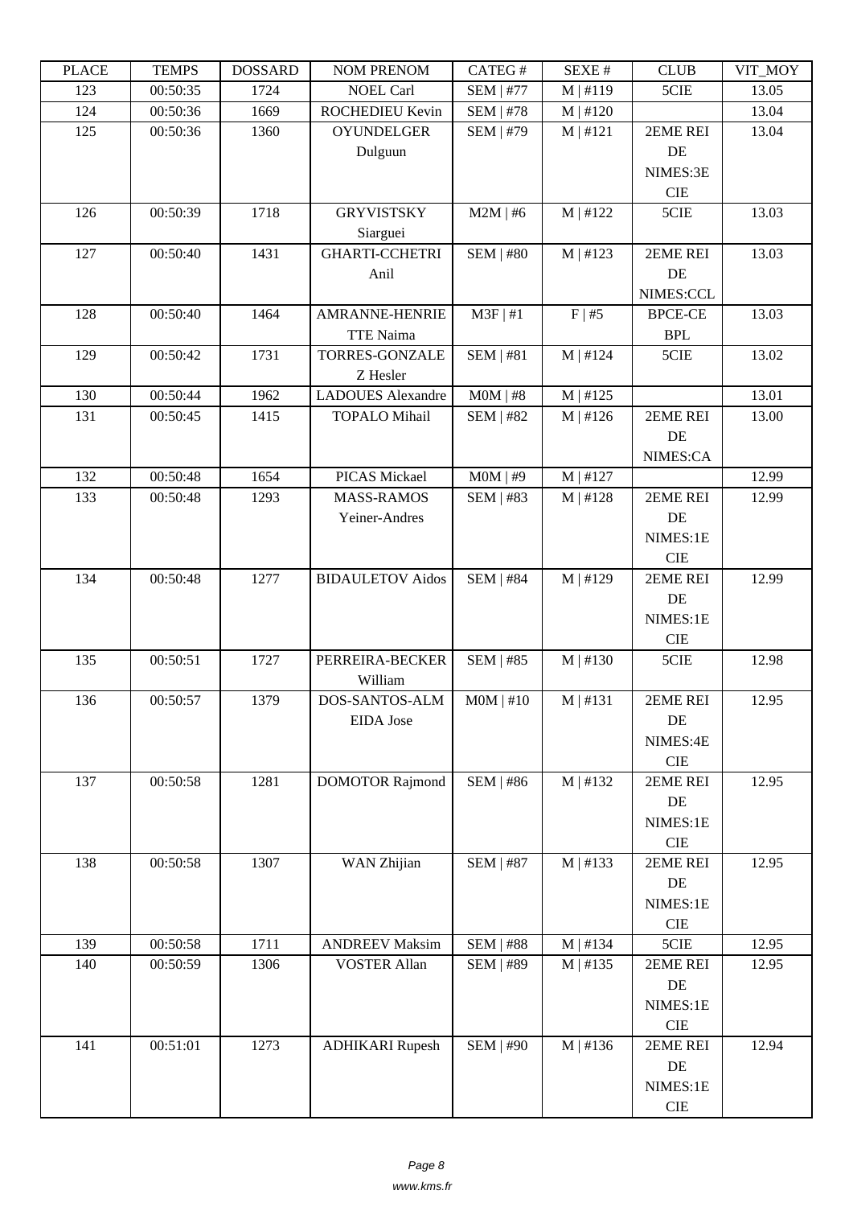| PLACE | TEMPS | DOSSARD | NOM PRENOM | CATEG # | SEXE # | CLUB | VIT_MOY |
|---|---|---|---|---|---|---|---|
| 123 | 00:50:35 | 1724 | NOEL Carl | SEM \| #77 | M \| #119 | 5CIE | 13.05 |
| 124 | 00:50:36 | 1669 | ROCHEDIEU Kevin | SEM \| #78 | M \| #120 | | 13.04 |
| 125 | 00:50:36 | 1360 | OYUNDELGER Dulguun | SEM \| #79 | M \| #121 | 2EME REI DE NIMES:3E CIE | 13.04 |
| 126 | 00:50:39 | 1718 | GRYVISTSKY Siarguei | M2M \| #6 | M \| #122 | 5CIE | 13.03 |
| 127 | 00:50:40 | 1431 | GHARTI-CCHETRI Anil | SEM \| #80 | M \| #123 | 2EME REI DE NIMES:CCL | 13.03 |
| 128 | 00:50:40 | 1464 | AMRANNE-HENRIETTE Naima | M3F \| #1 | F \| #5 | BPCE-CE BPL | 13.03 |
| 129 | 00:50:42 | 1731 | TORRES-GONZALEZ Hesler | SEM \| #81 | M \| #124 | 5CIE | 13.02 |
| 130 | 00:50:44 | 1962 | LADOUES Alexandre | M0M \| #8 | M \| #125 | | 13.01 |
| 131 | 00:50:45 | 1415 | TOPALO Mihail | SEM \| #82 | M \| #126 | 2EME REI DE NIMES:CA | 13.00 |
| 132 | 00:50:48 | 1654 | PICAS Mickael | M0M \| #9 | M \| #127 | | 12.99 |
| 133 | 00:50:48 | 1293 | MASS-RAMOS Yeiner-Andres | SEM \| #83 | M \| #128 | 2EME REI DE NIMES:1E CIE | 12.99 |
| 134 | 00:50:48 | 1277 | BIDAULETOV Aidos | SEM \| #84 | M \| #129 | 2EME REI DE NIMES:1E CIE | 12.99 |
| 135 | 00:50:51 | 1727 | PERREIRA-BECKER William | SEM \| #85 | M \| #130 | 5CIE | 12.98 |
| 136 | 00:50:57 | 1379 | DOS-SANTOS-ALMEIDA Jose | M0M \| #10 | M \| #131 | 2EME REI DE NIMES:4E CIE | 12.95 |
| 137 | 00:50:58 | 1281 | DOMOTOR Rajmond | SEM \| #86 | M \| #132 | 2EME REI DE NIMES:1E CIE | 12.95 |
| 138 | 00:50:58 | 1307 | WAN Zhijian | SEM \| #87 | M \| #133 | 2EME REI DE NIMES:1E CIE | 12.95 |
| 139 | 00:50:58 | 1711 | ANDREEV Maksim | SEM \| #88 | M \| #134 | 5CIE | 12.95 |
| 140 | 00:50:59 | 1306 | VOSTER Allan | SEM \| #89 | M \| #135 | 2EME REI DE NIMES:1E CIE | 12.95 |
| 141 | 00:51:01 | 1273 | ADHIKARI Rupesh | SEM \| #90 | M \| #136 | 2EME REI DE NIMES:1E CIE | 12.94 |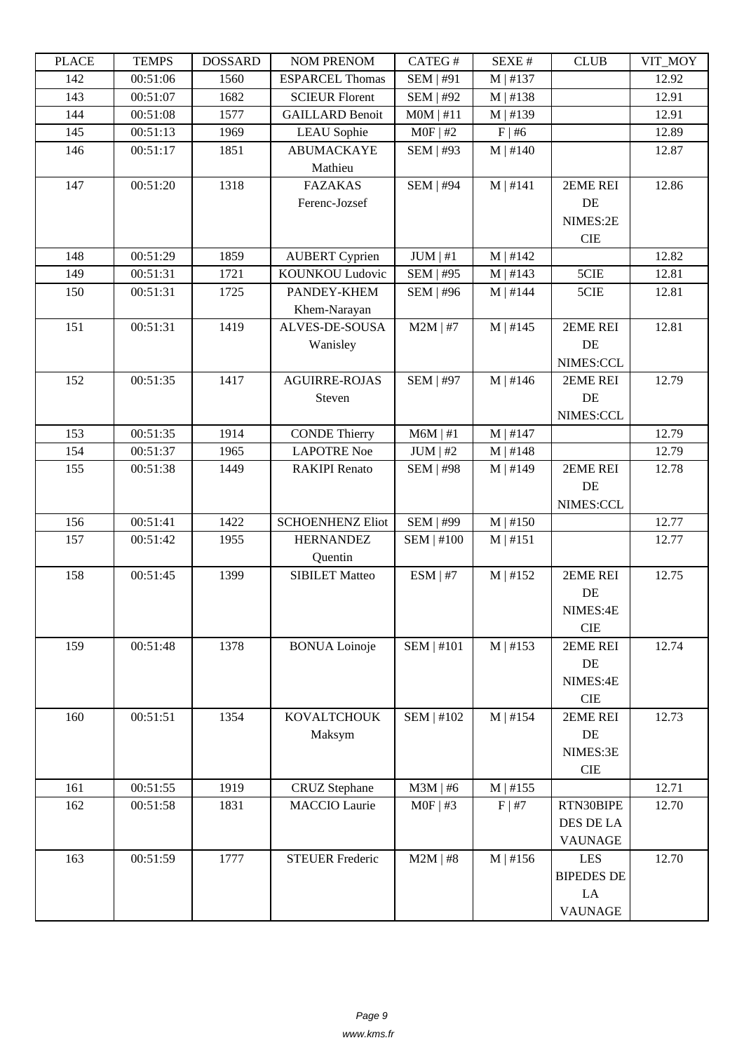| PLACE | TEMPS | DOSSARD | NOM PRENOM | CATEG # | SEXE # | CLUB | VIT_MOY |
| --- | --- | --- | --- | --- | --- | --- | --- |
| 142 | 00:51:06 | 1560 | ESPARCEL Thomas | SEM \| #91 | M \| #137 | | 12.92 |
| 143 | 00:51:07 | 1682 | SCIEUR Florent | SEM \| #92 | M \| #138 | | 12.91 |
| 144 | 00:51:08 | 1577 | GAILLARD Benoit | M0M \| #11 | M \| #139 | | 12.91 |
| 145 | 00:51:13 | 1969 | LEAU Sophie | M0F \| #2 | F \| #6 | | 12.89 |
| 146 | 00:51:17 | 1851 | ABUMACKAYE Mathieu | SEM \| #93 | M \| #140 | | 12.87 |
| 147 | 00:51:20 | 1318 | FAZAKAS Ferenc-Jozsef | SEM \| #94 | M \| #141 | 2EME REI DE NIMES:2E CIE | 12.86 |
| 148 | 00:51:29 | 1859 | AUBERT Cyprien | JUM \| #1 | M \| #142 | | 12.82 |
| 149 | 00:51:31 | 1721 | KOUNKOU Ludovic | SEM \| #95 | M \| #143 | 5CIE | 12.81 |
| 150 | 00:51:31 | 1725 | PANDEY-KHEM Khem-Narayan | SEM \| #96 | M \| #144 | 5CIE | 12.81 |
| 151 | 00:51:31 | 1419 | ALVES-DE-SOUSA Wanisley | M2M \| #7 | M \| #145 | 2EME REI DE NIMES:CCL | 12.81 |
| 152 | 00:51:35 | 1417 | AGUIRRE-ROJAS Steven | SEM \| #97 | M \| #146 | 2EME REI DE NIMES:CCL | 12.79 |
| 153 | 00:51:35 | 1914 | CONDE Thierry | M6M \| #1 | M \| #147 | | 12.79 |
| 154 | 00:51:37 | 1965 | LAPOTRE Noe | JUM \| #2 | M \| #148 | | 12.79 |
| 155 | 00:51:38 | 1449 | RAKIPI Renato | SEM \| #98 | M \| #149 | 2EME REI DE NIMES:CCL | 12.78 |
| 156 | 00:51:41 | 1422 | SCHOENHENZ Eliot | SEM \| #99 | M \| #150 | | 12.77 |
| 157 | 00:51:42 | 1955 | HERNANDEZ Quentin | SEM \| #100 | M \| #151 | | 12.77 |
| 158 | 00:51:45 | 1399 | SIBILET Matteo | ESM \| #7 | M \| #152 | 2EME REI DE NIMES:4E CIE | 12.75 |
| 159 | 00:51:48 | 1378 | BONUA Loinoje | SEM \| #101 | M \| #153 | 2EME REI DE NIMES:4E CIE | 12.74 |
| 160 | 00:51:51 | 1354 | KOVALTCHOUK Maksym | SEM \| #102 | M \| #154 | 2EME REI DE NIMES:3E CIE | 12.73 |
| 161 | 00:51:55 | 1919 | CRUZ Stephane | M3M \| #6 | M \| #155 | | 12.71 |
| 162 | 00:51:58 | 1831 | MACCIO Laurie | M0F \| #3 | F \| #7 | RTN30BIPE DES DE LA VAUNAGE | 12.70 |
| 163 | 00:51:59 | 1777 | STEUER Frederic | M2M \| #8 | M \| #156 | LES BIPEDES DE LA VAUNAGE | 12.70 |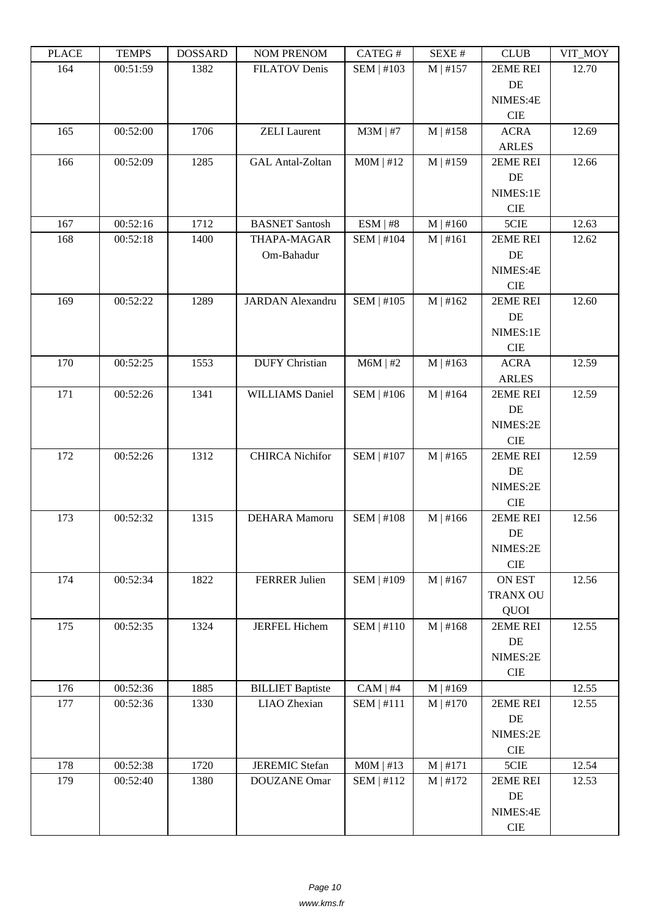| PLACE | TEMPS | DOSSARD | NOM PRENOM | CATEG # | SEXE # | CLUB | VIT_MOY |
|---|---|---|---|---|---|---|---|
| 164 | 00:51:59 | 1382 | FILATOV Denis | SEM \| #103 | M \| #157 | 2EME REI DE NIMES:4E CIE | 12.70 |
| 165 | 00:52:00 | 1706 | ZELI Laurent | M3M \| #7 | M \| #158 | ACRA ARLES | 12.69 |
| 166 | 00:52:09 | 1285 | GAL Antal-Zoltan | M0M \| #12 | M \| #159 | 2EME REI DE NIMES:1E CIE | 12.66 |
| 167 | 00:52:16 | 1712 | BASNET Santosh | ESM \| #8 | M \| #160 | 5CIE | 12.63 |
| 168 | 00:52:18 | 1400 | THAPA-MAGAR Om-Bahadur | SEM \| #104 | M \| #161 | 2EME REI DE NIMES:4E CIE | 12.62 |
| 169 | 00:52:22 | 1289 | JARDAN Alexandru | SEM \| #105 | M \| #162 | 2EME REI DE NIMES:1E CIE | 12.60 |
| 170 | 00:52:25 | 1553 | DUFY Christian | M6M \| #2 | M \| #163 | ACRA ARLES | 12.59 |
| 171 | 00:52:26 | 1341 | WILLIAMS Daniel | SEM \| #106 | M \| #164 | 2EME REI DE NIMES:2E CIE | 12.59 |
| 172 | 00:52:26 | 1312 | CHIRCA Nichifor | SEM \| #107 | M \| #165 | 2EME REI DE NIMES:2E CIE | 12.59 |
| 173 | 00:52:32 | 1315 | DEHARA Mamoru | SEM \| #108 | M \| #166 | 2EME REI DE NIMES:2E CIE | 12.56 |
| 174 | 00:52:34 | 1822 | FERRER Julien | SEM \| #109 | M \| #167 | ON EST TRANX OU QUOI | 12.56 |
| 175 | 00:52:35 | 1324 | JERFEL Hichem | SEM \| #110 | M \| #168 | 2EME REI DE NIMES:2E CIE | 12.55 |
| 176 | 00:52:36 | 1885 | BILLIET Baptiste | CAM \| #4 | M \| #169 | | 12.55 |
| 177 | 00:52:36 | 1330 | LIAO Zhexian | SEM \| #111 | M \| #170 | 2EME REI DE NIMES:2E CIE | 12.55 |
| 178 | 00:52:38 | 1720 | JEREMIC Stefan | M0M \| #13 | M \| #171 | 5CIE | 12.54 |
| 179 | 00:52:40 | 1380 | DOUZANE Omar | SEM \| #112 | M \| #172 | 2EME REI DE NIMES:4E CIE | 12.53 |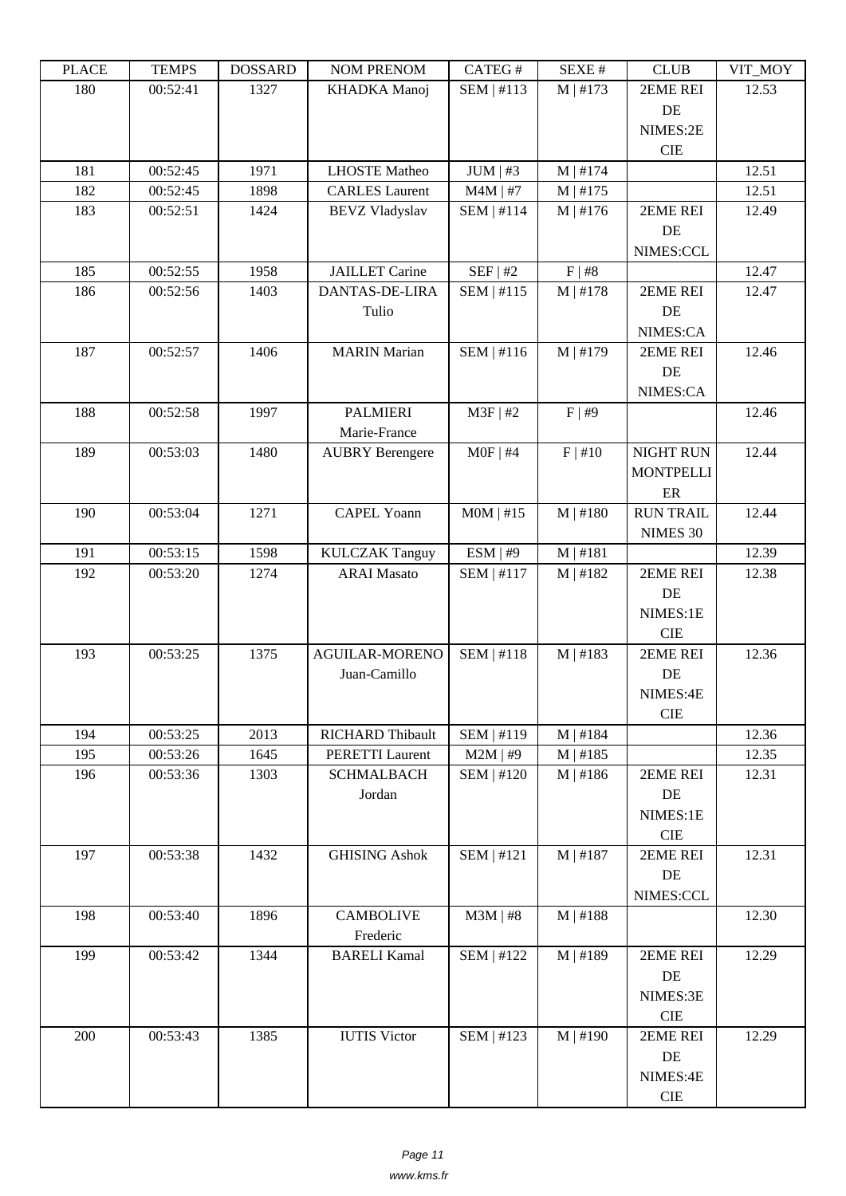| PLACE | TEMPS | DOSSARD | NOM PRENOM | CATEG # | SEXE # | CLUB | VIT_MOY |
|---|---|---|---|---|---|---|---|
| 180 | 00:52:41 | 1327 | KHADKA Manoj | SEM \| #113 | M \| #173 | 2EME REI DE NIMES:2E CIE | 12.53 |
| 181 | 00:52:45 | 1971 | LHOSTE Matheo | JUM \| #3 | M \| #174 | | 12.51 |
| 182 | 00:52:45 | 1898 | CARLES Laurent | M4M \| #7 | M \| #175 | | 12.51 |
| 183 | 00:52:51 | 1424 | BEVZ Vladyslav | SEM \| #114 | M \| #176 | 2EME REI DE NIMES:CCL | 12.49 |
| 185 | 00:52:55 | 1958 | JAILLET Carine | SEF \| #2 | F \| #8 | | 12.47 |
| 186 | 00:52:56 | 1403 | DANTAS-DE-LIRA Tulio | SEM \| #115 | M \| #178 | 2EME REI DE NIMES:CA | 12.47 |
| 187 | 00:52:57 | 1406 | MARIN Marian | SEM \| #116 | M \| #179 | 2EME REI DE NIMES:CA | 12.46 |
| 188 | 00:52:58 | 1997 | PALMIERI Marie-France | M3F \| #2 | F \| #9 | | 12.46 |
| 189 | 00:53:03 | 1480 | AUBRY Berengere | M0F \| #4 | F \| #10 | NIGHT RUN MONTPELLIER | 12.44 |
| 190 | 00:53:04 | 1271 | CAPEL Yoann | M0M \| #15 | M \| #180 | RUN TRAIL NIMES 30 | 12.44 |
| 191 | 00:53:15 | 1598 | KULCZAK Tanguy | ESM \| #9 | M \| #181 | | 12.39 |
| 192 | 00:53:20 | 1274 | ARAI Masato | SEM \| #117 | M \| #182 | 2EME REI DE NIMES:1E CIE | 12.38 |
| 193 | 00:53:25 | 1375 | AGUILAR-MORENO Juan-Camillo | SEM \| #118 | M \| #183 | 2EME REI DE NIMES:4E CIE | 12.36 |
| 194 | 00:53:25 | 2013 | RICHARD Thibault | SEM \| #119 | M \| #184 | | 12.36 |
| 195 | 00:53:26 | 1645 | PERETTI Laurent | M2M \| #9 | M \| #185 | | 12.35 |
| 196 | 00:53:36 | 1303 | SCHMALBACH Jordan | SEM \| #120 | M \| #186 | 2EME REI DE NIMES:1E CIE | 12.31 |
| 197 | 00:53:38 | 1432 | GHISING Ashok | SEM \| #121 | M \| #187 | 2EME REI DE NIMES:CCL | 12.31 |
| 198 | 00:53:40 | 1896 | CAMBOLIVE Frederic | M3M \| #8 | M \| #188 | | 12.30 |
| 199 | 00:53:42 | 1344 | BARELI Kamal | SEM \| #122 | M \| #189 | 2EME REI DE NIMES:3E CIE | 12.29 |
| 200 | 00:53:43 | 1385 | IUTIS Victor | SEM \| #123 | M \| #190 | 2EME REI DE NIMES:4E CIE | 12.29 |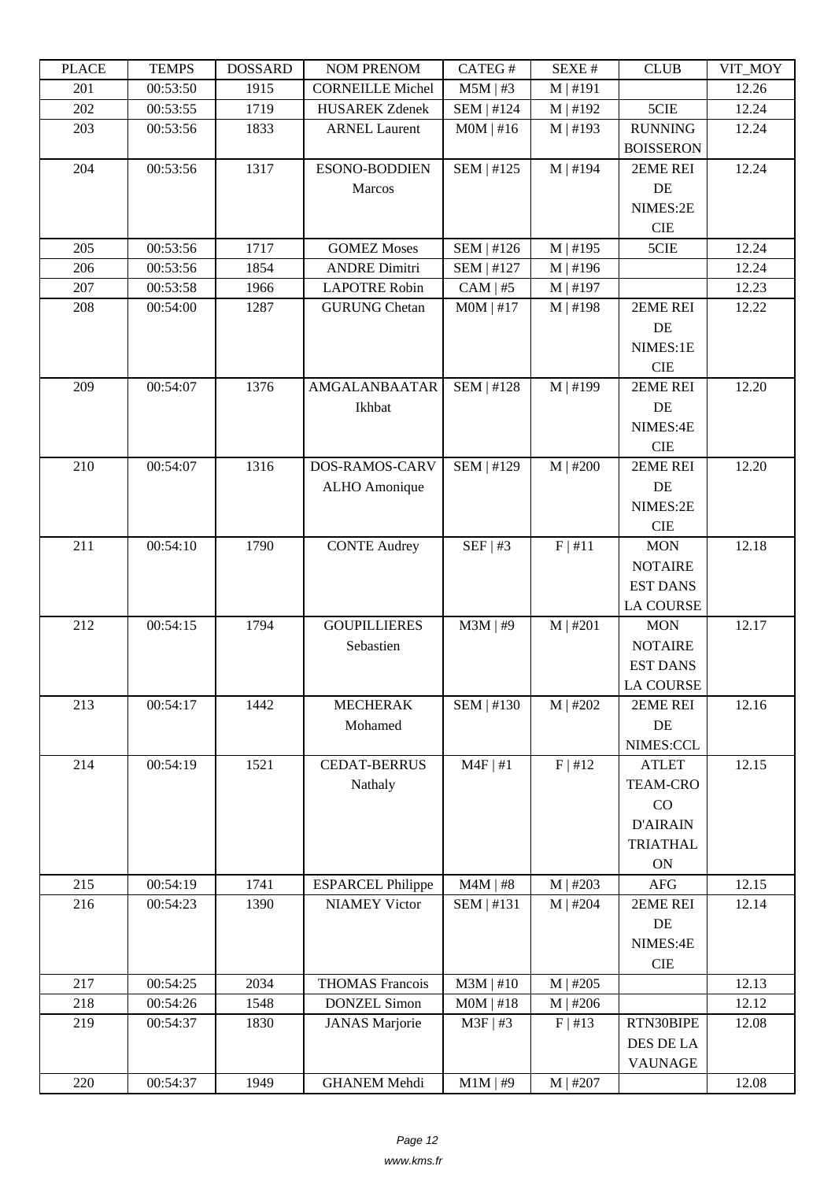| PLACE | TEMPS | DOSSARD | NOM PRENOM | CATEG # | SEXE # | CLUB | VIT_MOY |
|---|---|---|---|---|---|---|---|
| 201 | 00:53:50 | 1915 | CORNEILLE Michel | M5M \| #3 | M \| #191 | | 12.26 |
| 202 | 00:53:55 | 1719 | HUSAREK Zdenek | SEM \| #124 | M \| #192 | 5CIE | 12.24 |
| 203 | 00:53:56 | 1833 | ARNEL Laurent | M0M \| #16 | M \| #193 | RUNNING BOISSERON | 12.24 |
| 204 | 00:53:56 | 1317 | ESONO-BODDIEN Marcos | SEM \| #125 | M \| #194 | 2EME REI DE NIMES:2E CIE | 12.24 |
| 205 | 00:53:56 | 1717 | GOMEZ Moses | SEM \| #126 | M \| #195 | 5CIE | 12.24 |
| 206 | 00:53:56 | 1854 | ANDRE Dimitri | SEM \| #127 | M \| #196 | | 12.24 |
| 207 | 00:53:58 | 1966 | LAPOTRE Robin | CAM \| #5 | M \| #197 | | 12.23 |
| 208 | 00:54:00 | 1287 | GURUNG Chetan | M0M \| #17 | M \| #198 | 2EME REI DE NIMES:1E CIE | 12.22 |
| 209 | 00:54:07 | 1376 | AMGALANBAATAR Ikhbat | SEM \| #128 | M \| #199 | 2EME REI DE NIMES:4E CIE | 12.20 |
| 210 | 00:54:07 | 1316 | DOS-RAMOS-CARVALHO Amonique | SEM \| #129 | M \| #200 | 2EME REI DE NIMES:2E CIE | 12.20 |
| 211 | 00:54:10 | 1790 | CONTE Audrey | SEF \| #3 | F \| #11 | MON NOTAIRE EST DANS LA COURSE | 12.18 |
| 212 | 00:54:15 | 1794 | GOUPILLIERES Sebastien | M3M \| #9 | M \| #201 | MON NOTAIRE EST DANS LA COURSE | 12.17 |
| 213 | 00:54:17 | 1442 | MECHERAK Mohamed | SEM \| #130 | M \| #202 | 2EME REI DE NIMES:CCL | 12.16 |
| 214 | 00:54:19 | 1521 | CEDAT-BERRUS Nathaly | M4F \| #1 | F \| #12 | ATLET TEAM-CROCO D'AIRAIN TRIATHALON | 12.15 |
| 215 | 00:54:19 | 1741 | ESPARCEL Philippe | M4M \| #8 | M \| #203 | AFG | 12.15 |
| 216 | 00:54:23 | 1390 | NIAMEY Victor | SEM \| #131 | M \| #204 | 2EME REI DE NIMES:4E CIE | 12.14 |
| 217 | 00:54:25 | 2034 | THOMAS Francois | M3M \| #10 | M \| #205 | | 12.13 |
| 218 | 00:54:26 | 1548 | DONZEL Simon | M0M \| #18 | M \| #206 | | 12.12 |
| 219 | 00:54:37 | 1830 | JANAS Marjorie | M3F \| #3 | F \| #13 | RTN30BIPEDES DE LA VAUNAGE | 12.08 |
| 220 | 00:54:37 | 1949 | GHANEM Mehdi | M1M \| #9 | M \| #207 | | 12.08 |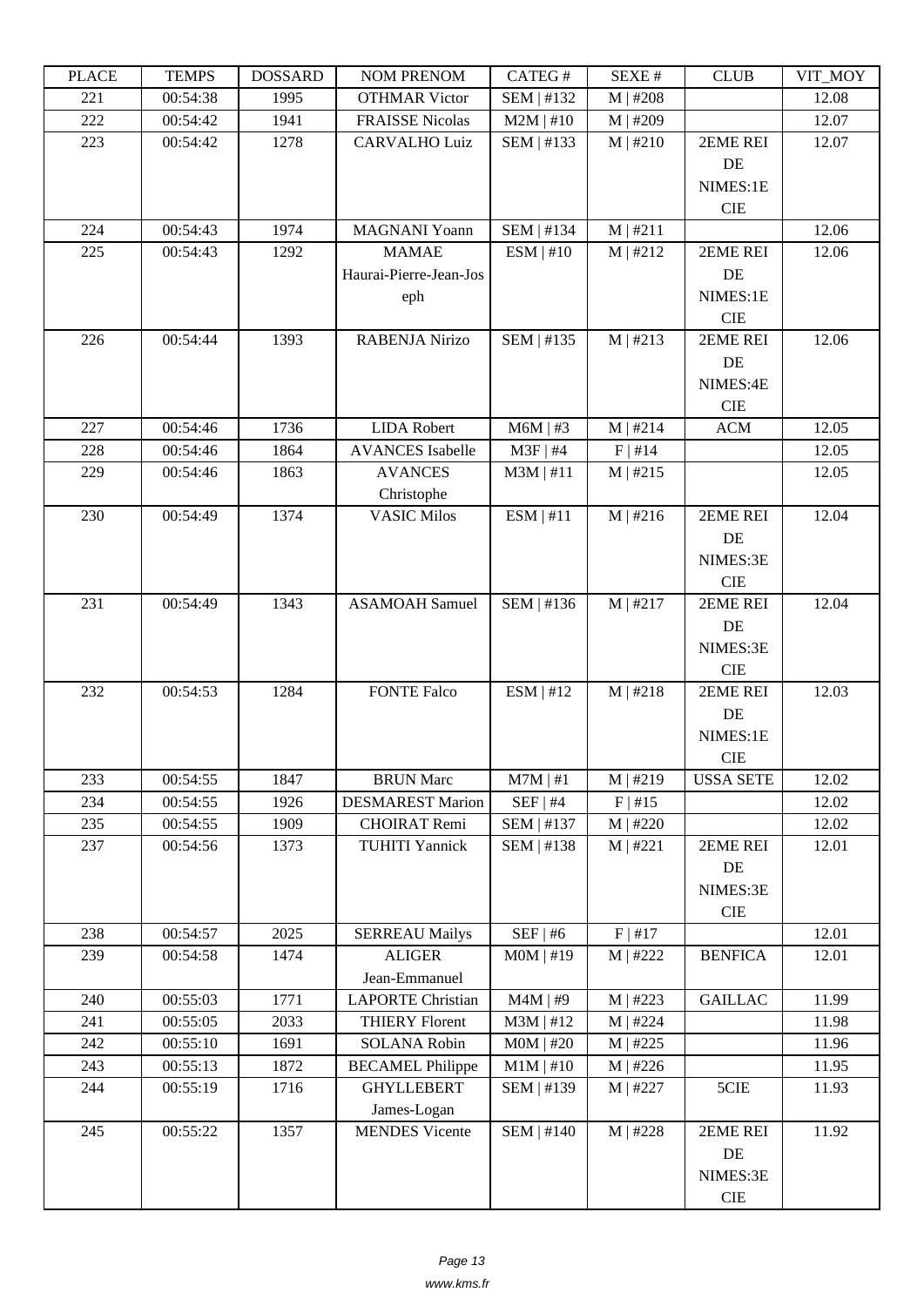| PLACE | TEMPS | DOSSARD | NOM PRENOM | CATEG # | SEXE # | CLUB | VIT_MOY |
|---|---|---|---|---|---|---|---|
| 221 | 00:54:38 | 1995 | OTHMAR Victor | SEM \| #132 | M \| #208 | | 12.08 |
| 222 | 00:54:42 | 1941 | FRAISSE Nicolas | M2M \| #10 | M \| #209 | | 12.07 |
| 223 | 00:54:42 | 1278 | CARVALHO Luiz | SEM \| #133 | M \| #210 | 2EME REI DE NIMES:1E CIE | 12.07 |
| 224 | 00:54:43 | 1974 | MAGNANI Yoann | SEM \| #134 | M \| #211 | | 12.06 |
| 225 | 00:54:43 | 1292 | MAMAE Haurai-Pierre-Jean-Joseph | ESM \| #10 | M \| #212 | 2EME REI DE NIMES:1E CIE | 12.06 |
| 226 | 00:54:44 | 1393 | RABENJA Nirizo | SEM \| #135 | M \| #213 | 2EME REI DE NIMES:4E CIE | 12.06 |
| 227 | 00:54:46 | 1736 | LIDA Robert | M6M \| #3 | M \| #214 | ACM | 12.05 |
| 228 | 00:54:46 | 1864 | AVANCES Isabelle | M3F \| #4 | F \| #14 | | 12.05 |
| 229 | 00:54:46 | 1863 | AVANCES Christophe | M3M \| #11 | M \| #215 | | 12.05 |
| 230 | 00:54:49 | 1374 | VASIC Milos | ESM \| #11 | M \| #216 | 2EME REI DE NIMES:3E CIE | 12.04 |
| 231 | 00:54:49 | 1343 | ASAMOAH Samuel | SEM \| #136 | M \| #217 | 2EME REI DE NIMES:3E CIE | 12.04 |
| 232 | 00:54:53 | 1284 | FONTE Falco | ESM \| #12 | M \| #218 | 2EME REI DE NIMES:1E CIE | 12.03 |
| 233 | 00:54:55 | 1847 | BRUN Marc | M7M \| #1 | M \| #219 | USSA SETE | 12.02 |
| 234 | 00:54:55 | 1926 | DESMAREST Marion | SEF \| #4 | F \| #15 | | 12.02 |
| 235 | 00:54:55 | 1909 | CHOIRAT Remi | SEM \| #137 | M \| #220 | | 12.02 |
| 237 | 00:54:56 | 1373 | TUHITI Yannick | SEM \| #138 | M \| #221 | 2EME REI DE NIMES:3E CIE | 12.01 |
| 238 | 00:54:57 | 2025 | SERREAU Mailys | SEF \| #6 | F \| #17 | | 12.01 |
| 239 | 00:54:58 | 1474 | ALIGER Jean-Emmanuel | M0M \| #19 | M \| #222 | BENFICA | 12.01 |
| 240 | 00:55:03 | 1771 | LAPORTE Christian | M4M \| #9 | M \| #223 | GAILLAC | 11.99 |
| 241 | 00:55:05 | 2033 | THIERY Florent | M3M \| #12 | M \| #224 | | 11.98 |
| 242 | 00:55:10 | 1691 | SOLANA Robin | M0M \| #20 | M \| #225 | | 11.96 |
| 243 | 00:55:13 | 1872 | BECAMEL Philippe | M1M \| #10 | M \| #226 | | 11.95 |
| 244 | 00:55:19 | 1716 | GHYLLEBERT James-Logan | SEM \| #139 | M \| #227 | 5CIE | 11.93 |
| 245 | 00:55:22 | 1357 | MENDES Vicente | SEM \| #140 | M \| #228 | 2EME REI DE NIMES:3E CIE | 11.92 |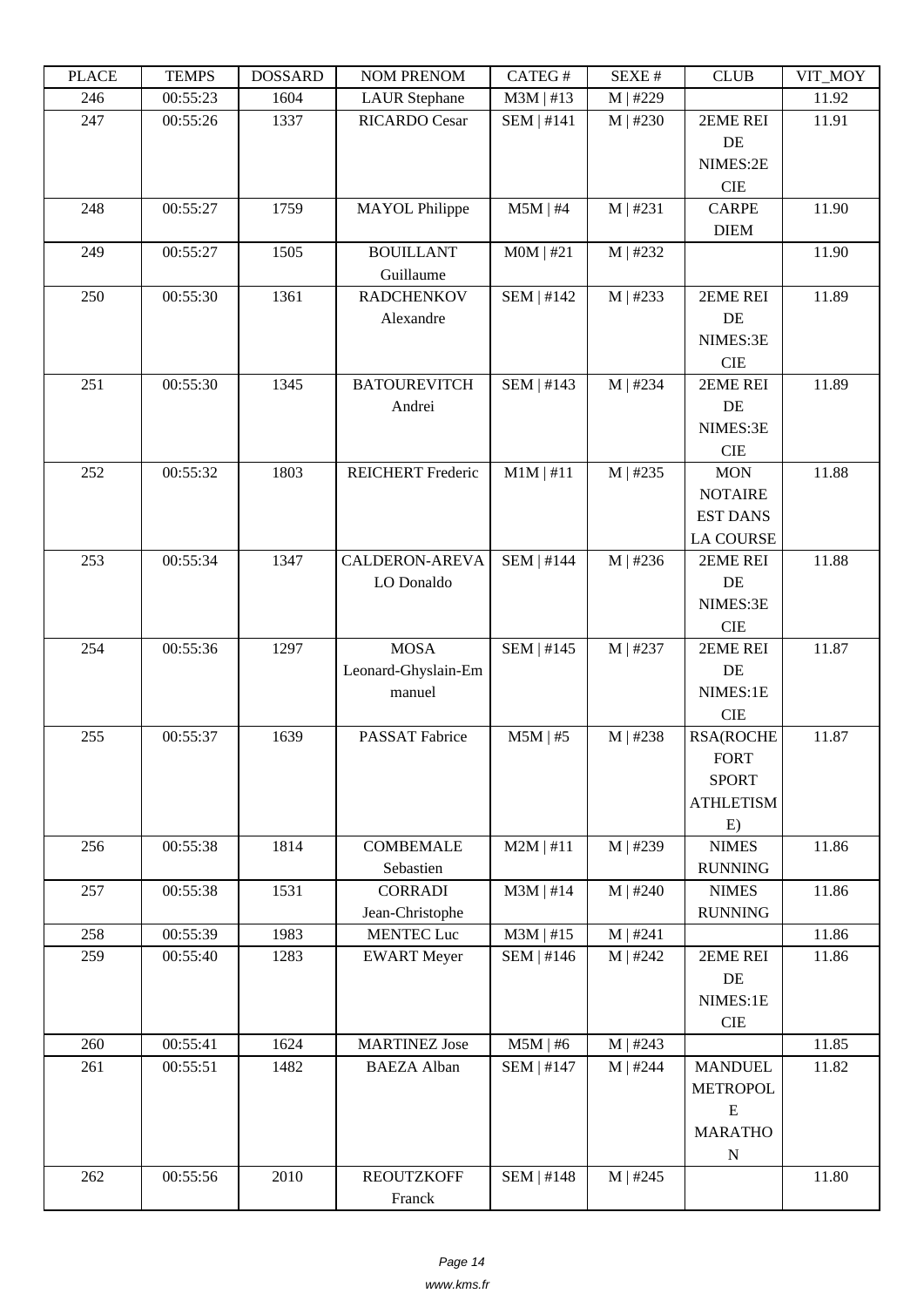| PLACE | TEMPS | DOSSARD | NOM PRENOM | CATEG # | SEXE # | CLUB | VIT_MOY |
| --- | --- | --- | --- | --- | --- | --- | --- |
| 246 | 00:55:23 | 1604 | LAUR Stephane | M3M \| #13 | M \| #229 | | 11.92 |
| 247 | 00:55:26 | 1337 | RICARDO Cesar | SEM \| #141 | M \| #230 | 2EME REI DE NIMES:2E CIE | 11.91 |
| 248 | 00:55:27 | 1759 | MAYOL Philippe | M5M \| #4 | M \| #231 | CARPE DIEM | 11.90 |
| 249 | 00:55:27 | 1505 | BOUILLANT Guillaume | M0M \| #21 | M \| #232 | | 11.90 |
| 250 | 00:55:30 | 1361 | RADCHENKOV Alexandre | SEM \| #142 | M \| #233 | 2EME REI DE NIMES:3E CIE | 11.89 |
| 251 | 00:55:30 | 1345 | BATOUREVITCH Andrei | SEM \| #143 | M \| #234 | 2EME REI DE NIMES:3E CIE | 11.89 |
| 252 | 00:55:32 | 1803 | REICHERT Frederic | M1M \| #11 | M \| #235 | MON NOTAIRE EST DANS LA COURSE | 11.88 |
| 253 | 00:55:34 | 1347 | CALDERON-AREVALO Donaldo | SEM \| #144 | M \| #236 | 2EME REI DE NIMES:3E CIE | 11.88 |
| 254 | 00:55:36 | 1297 | MOSA Leonard-Ghyslain-Emmanuel | SEM \| #145 | M \| #237 | 2EME REI DE NIMES:1E CIE | 11.87 |
| 255 | 00:55:37 | 1639 | PASSAT Fabrice | M5M \| #5 | M \| #238 | RSA(ROCHEFORT SPORT ATHLETISME) | 11.87 |
| 256 | 00:55:38 | 1814 | COMBEMALE Sebastien | M2M \| #11 | M \| #239 | NIMES RUNNING | 11.86 |
| 257 | 00:55:38 | 1531 | CORRADI Jean-Christophe | M3M \| #14 | M \| #240 | NIMES RUNNING | 11.86 |
| 258 | 00:55:39 | 1983 | MENTEC Luc | M3M \| #15 | M \| #241 | | 11.86 |
| 259 | 00:55:40 | 1283 | EWART Meyer | SEM \| #146 | M \| #242 | 2EME REI DE NIMES:1E CIE | 11.86 |
| 260 | 00:55:41 | 1624 | MARTINEZ Jose | M5M \| #6 | M \| #243 | | 11.85 |
| 261 | 00:55:51 | 1482 | BAEZA Alban | SEM \| #147 | M \| #244 | MANDUEL METROPOLE MARATHON | 11.82 |
| 262 | 00:55:56 | 2010 | REOUTZKOFF Franck | SEM \| #148 | M \| #245 | | 11.80 |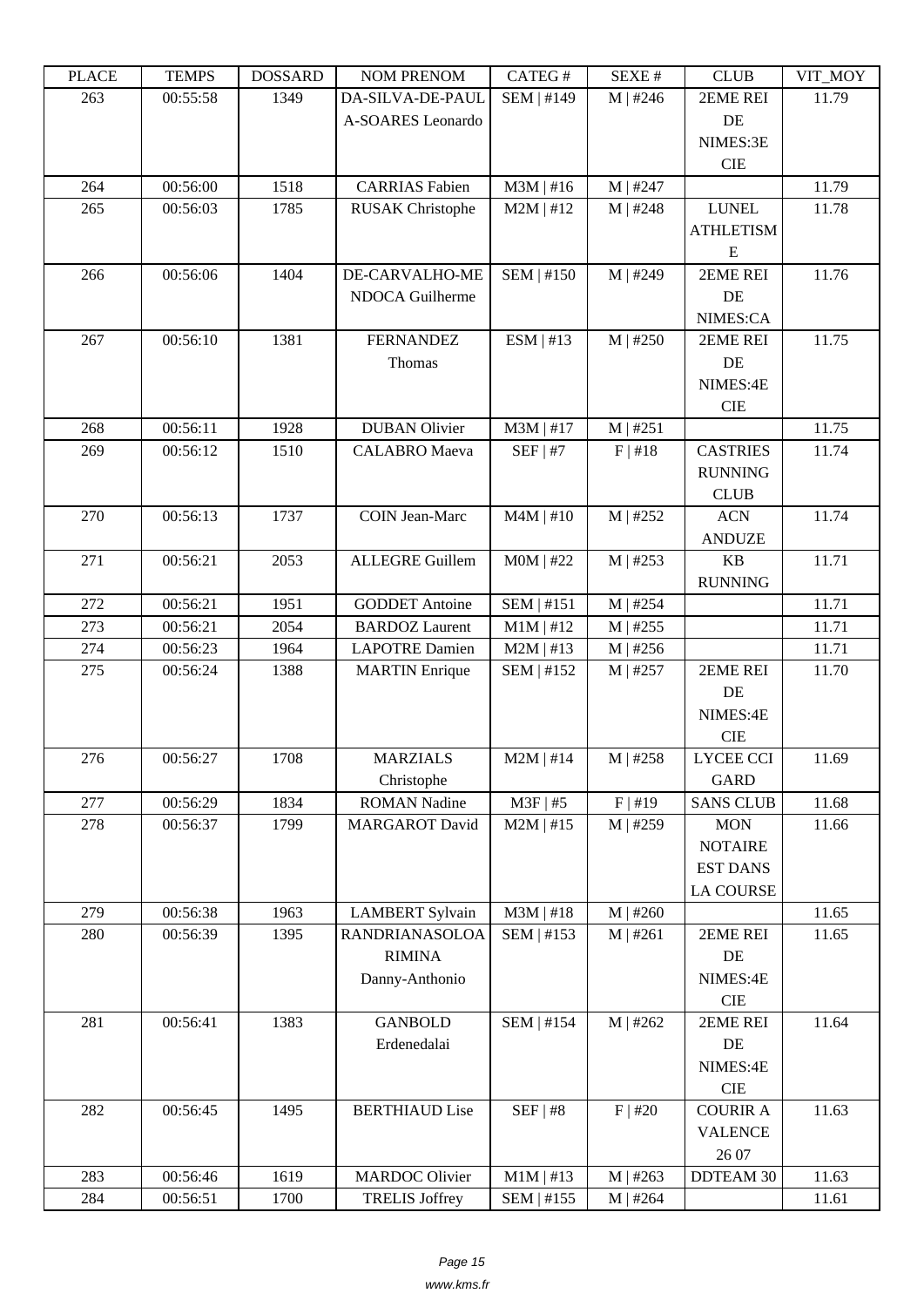| PLACE | TEMPS | DOSSARD | NOM PRENOM | CATEG # | SEXE # | CLUB | VIT_MOY |
| --- | --- | --- | --- | --- | --- | --- | --- |
| 263 | 00:55:58 | 1349 | DA-SILVA-DE-PAULA-SOARES Leonardo | SEM \| #149 | M \| #246 | 2EME REI DE NIMES:3E CIE | 11.79 |
| 264 | 00:56:00 | 1518 | CARRIAS Fabien | M3M \| #16 | M \| #247 | | 11.79 |
| 265 | 00:56:03 | 1785 | RUSAK Christophe | M2M \| #12 | M \| #248 | LUNEL ATHLETISME | 11.78 |
| 266 | 00:56:06 | 1404 | DE-CARVALHO-MENDOCA Guilherme | SEM \| #150 | M \| #249 | 2EME REI DE NIMES:CA | 11.76 |
| 267 | 00:56:10 | 1381 | FERNANDEZ Thomas | ESM \| #13 | M \| #250 | 2EME REI DE NIMES:4E CIE | 11.75 |
| 268 | 00:56:11 | 1928 | DUBAN Olivier | M3M \| #17 | M \| #251 | | 11.75 |
| 269 | 00:56:12 | 1510 | CALABRO Maeva | SEF \| #7 | F \| #18 | CASTRIES RUNNING CLUB | 11.74 |
| 270 | 00:56:13 | 1737 | COIN Jean-Marc | M4M \| #10 | M \| #252 | ACN ANDUZE | 11.74 |
| 271 | 00:56:21 | 2053 | ALLEGRE Guillem | M0M \| #22 | M \| #253 | KB RUNNING | 11.71 |
| 272 | 00:56:21 | 1951 | GODDET Antoine | SEM \| #151 | M \| #254 | | 11.71 |
| 273 | 00:56:21 | 2054 | BARDOZ Laurent | M1M \| #12 | M \| #255 | | 11.71 |
| 274 | 00:56:23 | 1964 | LAPOTRE Damien | M2M \| #13 | M \| #256 | | 11.71 |
| 275 | 00:56:24 | 1388 | MARTIN Enrique | SEM \| #152 | M \| #257 | 2EME REI DE NIMES:4E CIE | 11.70 |
| 276 | 00:56:27 | 1708 | MARZIALS Christophe | M2M \| #14 | M \| #258 | LYCEE CCI GARD | 11.69 |
| 277 | 00:56:29 | 1834 | ROMAN Nadine | M3F \| #5 | F \| #19 | SANS CLUB | 11.68 |
| 278 | 00:56:37 | 1799 | MARGAROT David | M2M \| #15 | M \| #259 | MON NOTAIRE EST DANS LA COURSE | 11.66 |
| 279 | 00:56:38 | 1963 | LAMBERT Sylvain | M3M \| #18 | M \| #260 | | 11.65 |
| 280 | 00:56:39 | 1395 | RANDRIANASOLOARIMINA Danny-Anthonio | SEM \| #153 | M \| #261 | 2EME REI DE NIMES:4E CIE | 11.65 |
| 281 | 00:56:41 | 1383 | GANBOLD Erdenedalai | SEM \| #154 | M \| #262 | 2EME REI DE NIMES:4E CIE | 11.64 |
| 282 | 00:56:45 | 1495 | BERTHIAUD Lise | SEF \| #8 | F \| #20 | COURIR A VALENCE 26 07 | 11.63 |
| 283 | 00:56:46 | 1619 | MARDOC Olivier | M1M \| #13 | M \| #263 | DDTEAM 30 | 11.63 |
| 284 | 00:56:51 | 1700 | TRELIS Joffrey | SEM \| #155 | M \| #264 | | 11.61 |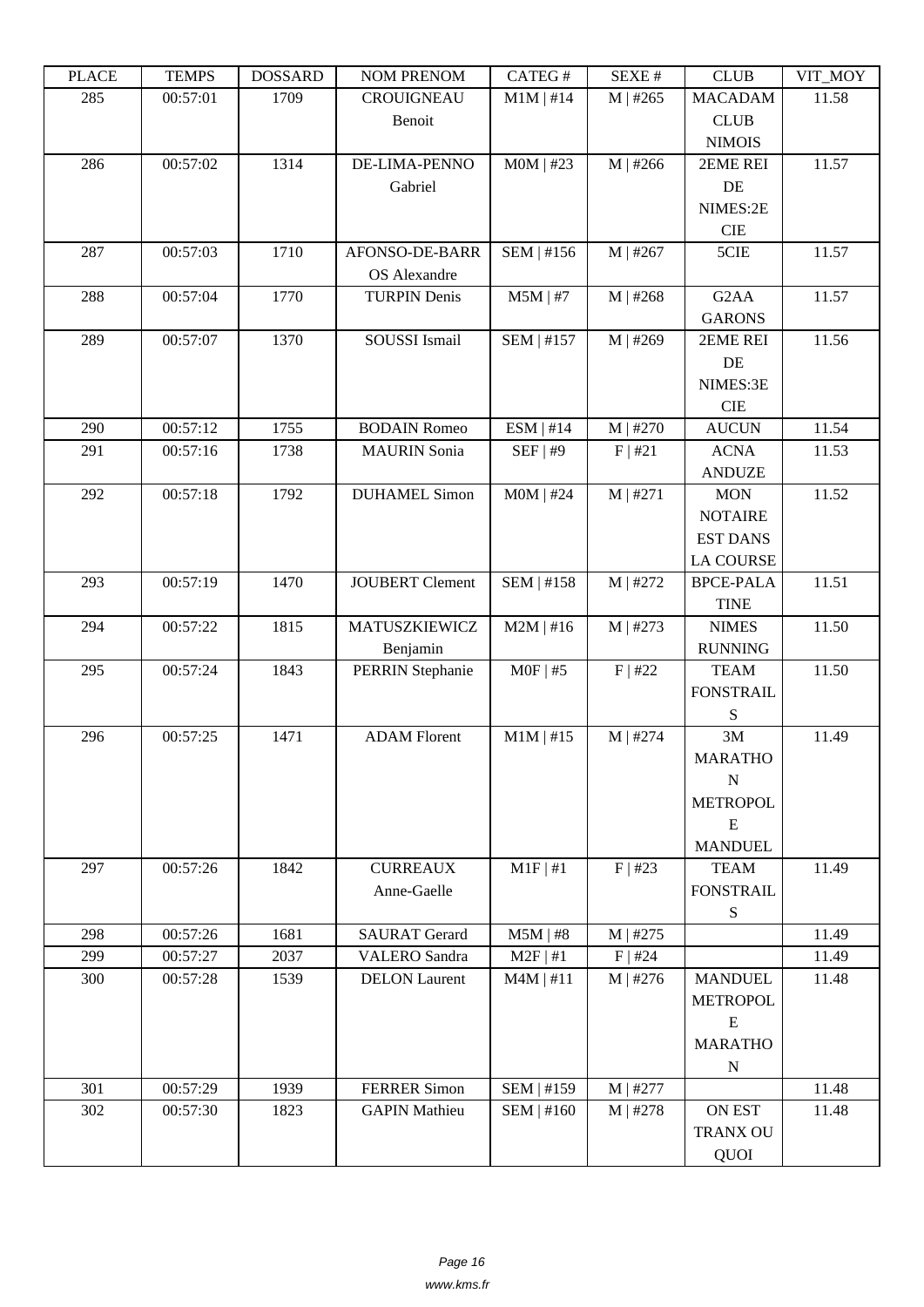| PLACE | TEMPS | DOSSARD | NOM PRENOM | CATEG # | SEXE # | CLUB | VIT_MOY |
| --- | --- | --- | --- | --- | --- | --- | --- |
| 285 | 00:57:01 | 1709 | CROUIGNEAU Benoit | M1M \| #14 | M \| #265 | MACADAM CLUB NIMOIS | 11.58 |
| 286 | 00:57:02 | 1314 | DE-LIMA-PENNO Gabriel | M0M \| #23 | M \| #266 | 2EME REI DE NIMES:2E CIE | 11.57 |
| 287 | 00:57:03 | 1710 | AFONSO-DE-BARROS Alexandre | SEM \| #156 | M \| #267 | 5CIE | 11.57 |
| 288 | 00:57:04 | 1770 | TURPIN Denis | M5M \| #7 | M \| #268 | G2AA GARONS | 11.57 |
| 289 | 00:57:07 | 1370 | SOUSSI Ismail | SEM \| #157 | M \| #269 | 2EME REI DE NIMES:3E CIE | 11.56 |
| 290 | 00:57:12 | 1755 | BODAIN Romeo | ESM \| #14 | M \| #270 | AUCUN | 11.54 |
| 291 | 00:57:16 | 1738 | MAURIN Sonia | SEF \| #9 | F \| #21 | ACNA ANDUZE | 11.53 |
| 292 | 00:57:18 | 1792 | DUHAMEL Simon | M0M \| #24 | M \| #271 | MON NOTAIRE EST DANS LA COURSE | 11.52 |
| 293 | 00:57:19 | 1470 | JOUBERT Clement | SEM \| #158 | M \| #272 | BPCE-PALATINE | 11.51 |
| 294 | 00:57:22 | 1815 | MATUSZKIEWICZ Benjamin | M2M \| #16 | M \| #273 | NIMES RUNNING | 11.50 |
| 295 | 00:57:24 | 1843 | PERRIN Stephanie | M0F \| #5 | F \| #22 | TEAM FONSTRAILS | 11.50 |
| 296 | 00:57:25 | 1471 | ADAM Florent | M1M \| #15 | M \| #274 | 3M MARATHON METROPOLE MANDUEL | 11.49 |
| 297 | 00:57:26 | 1842 | CURREAUX Anne-Gaelle | M1F \| #1 | F \| #23 | TEAM FONSTRAILS | 11.49 |
| 298 | 00:57:26 | 1681 | SAURAT Gerard | M5M \| #8 | M \| #275 | | 11.49 |
| 299 | 00:57:27 | 2037 | VALERO Sandra | M2F \| #1 | F \| #24 | | 11.49 |
| 300 | 00:57:28 | 1539 | DELON Laurent | M4M \| #11 | M \| #276 | MANDUEL METROPOLE MARATHON | 11.48 |
| 301 | 00:57:29 | 1939 | FERRER Simon | SEM \| #159 | M \| #277 | | 11.48 |
| 302 | 00:57:30 | 1823 | GAPIN Mathieu | SEM \| #160 | M \| #278 | ON EST TRANX OU QUOI | 11.48 |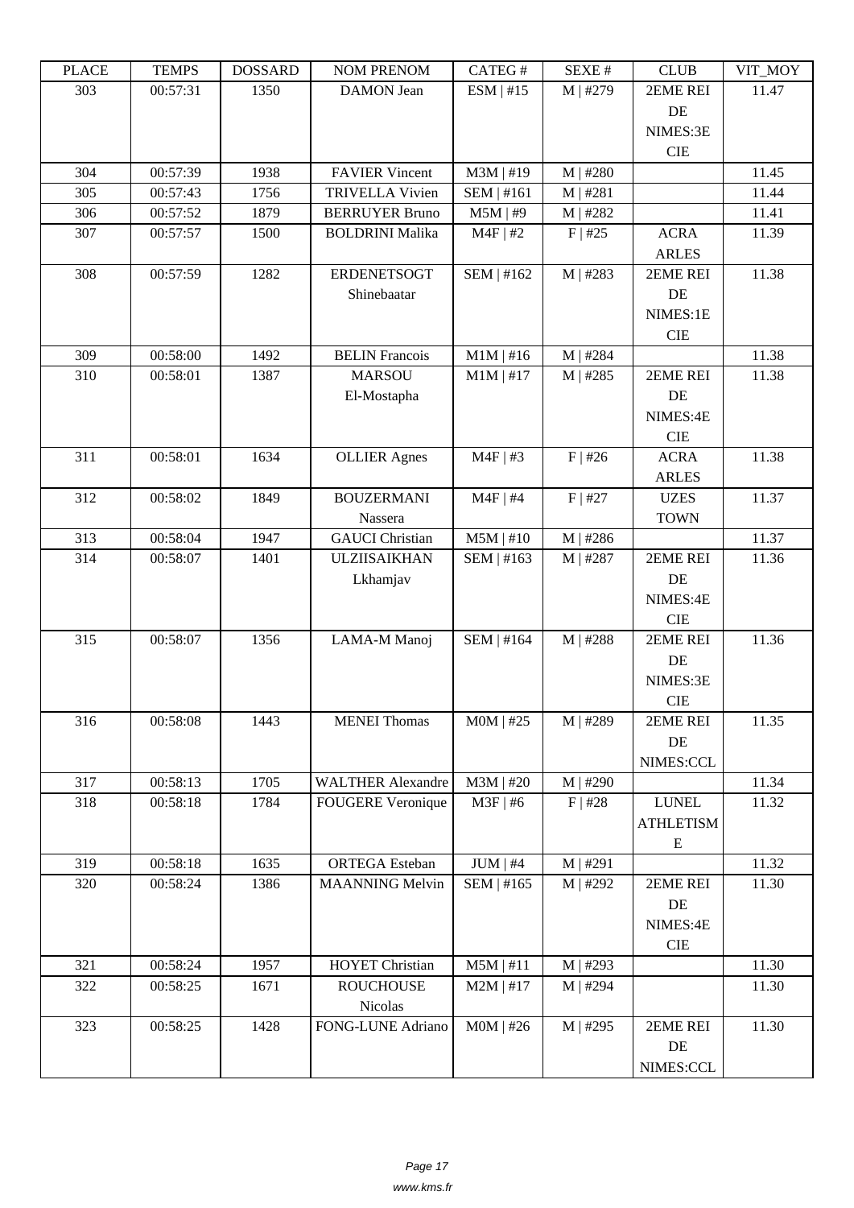| PLACE | TEMPS | DOSSARD | NOM PRENOM | CATEG # | SEXE # | CLUB | VIT_MOY |
|---|---|---|---|---|---|---|---|
| 303 | 00:57:31 | 1350 | DAMON Jean | ESM \| #15 | M \| #279 | 2EME REI DE NIMES:3E CIE | 11.47 |
| 304 | 00:57:39 | 1938 | FAVIER Vincent | M3M \| #19 | M \| #280 | | 11.45 |
| 305 | 00:57:43 | 1756 | TRIVELLA Vivien | SEM \| #161 | M \| #281 | | 11.44 |
| 306 | 00:57:52 | 1879 | BERRUYER Bruno | M5M \| #9 | M \| #282 | | 11.41 |
| 307 | 00:57:57 | 1500 | BOLDRINI Malika | M4F \| #2 | F \| #25 | ACRA ARLES | 11.39 |
| 308 | 00:57:59 | 1282 | ERDENETSOGT Shinebaatar | SEM \| #162 | M \| #283 | 2EME REI DE NIMES:1E CIE | 11.38 |
| 309 | 00:58:00 | 1492 | BELIN Francois | M1M \| #16 | M \| #284 | | 11.38 |
| 310 | 00:58:01 | 1387 | MARSOU El-Mostapha | M1M \| #17 | M \| #285 | 2EME REI DE NIMES:4E CIE | 11.38 |
| 311 | 00:58:01 | 1634 | OLLIER Agnes | M4F \| #3 | F \| #26 | ACRA ARLES | 11.38 |
| 312 | 00:58:02 | 1849 | BOUZERMANI Nassera | M4F \| #4 | F \| #27 | UZES TOWN | 11.37 |
| 313 | 00:58:04 | 1947 | GAUCI Christian | M5M \| #10 | M \| #286 | | 11.37 |
| 314 | 00:58:07 | 1401 | ULZIISAIKHAN Lkhamjav | SEM \| #163 | M \| #287 | 2EME REI DE NIMES:4E CIE | 11.36 |
| 315 | 00:58:07 | 1356 | LAMA-M Manoj | SEM \| #164 | M \| #288 | 2EME REI DE NIMES:3E CIE | 11.36 |
| 316 | 00:58:08 | 1443 | MENEI Thomas | M0M \| #25 | M \| #289 | 2EME REI DE NIMES:CCL | 11.35 |
| 317 | 00:58:13 | 1705 | WALTHER Alexandre | M3M \| #20 | M \| #290 | | 11.34 |
| 318 | 00:58:18 | 1784 | FOUGERE Veronique | M3F \| #6 | F \| #28 | LUNEL ATHLETISME | 11.32 |
| 319 | 00:58:18 | 1635 | ORTEGA Esteban | JUM \| #4 | M \| #291 | | 11.32 |
| 320 | 00:58:24 | 1386 | MAANNING Melvin | SEM \| #165 | M \| #292 | 2EME REI DE NIMES:4E CIE | 11.30 |
| 321 | 00:58:24 | 1957 | HOYET Christian | M5M \| #11 | M \| #293 | | 11.30 |
| 322 | 00:58:25 | 1671 | ROUCHOUSE Nicolas | M2M \| #17 | M \| #294 | | 11.30 |
| 323 | 00:58:25 | 1428 | FONG-LUNE Adriano | M0M \| #26 | M \| #295 | 2EME REI DE NIMES:CCL | 11.30 |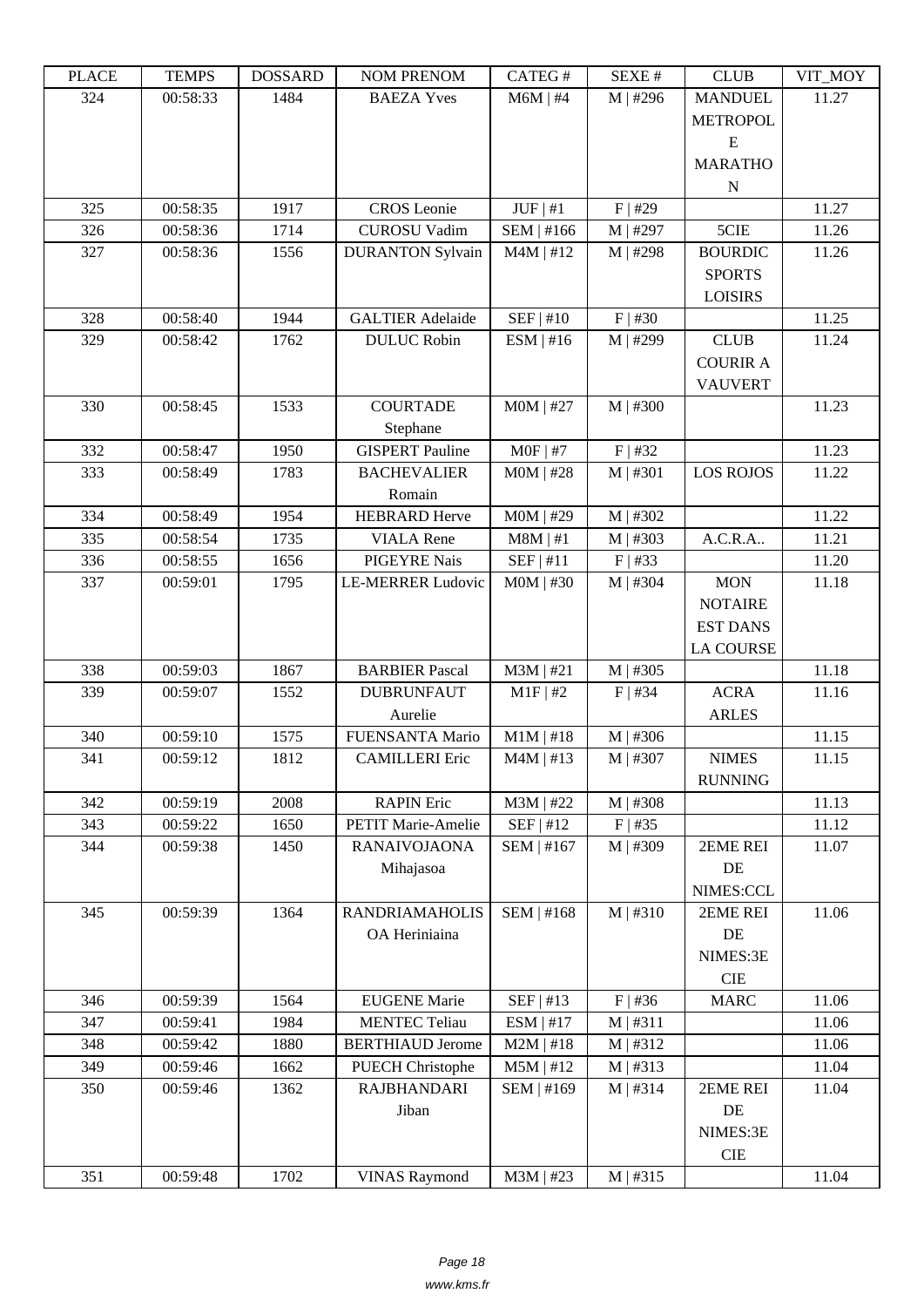| PLACE | TEMPS | DOSSARD | NOM PRENOM | CATEG # | SEXE # | CLUB | VIT_MOY |
|---|---|---|---|---|---|---|---|
| 324 | 00:58:33 | 1484 | BAEZA Yves | M6M \| #4 | M \| #296 | MANDUEL METROPOLE MARATHON | 11.27 |
| 325 | 00:58:35 | 1917 | CROS Leonie | JUF \| #1 | F \| #29 | | 11.27 |
| 326 | 00:58:36 | 1714 | CUROSU Vadim | SEM \| #166 | M \| #297 | 5CIE | 11.26 |
| 327 | 00:58:36 | 1556 | DURANTON Sylvain | M4M \| #12 | M \| #298 | BOURDIC SPORTS LOISIRS | 11.26 |
| 328 | 00:58:40 | 1944 | GALTIER Adelaide | SEF \| #10 | F \| #30 | | 11.25 |
| 329 | 00:58:42 | 1762 | DULUC Robin | ESM \| #16 | M \| #299 | CLUB COURIR A VAUVERT | 11.24 |
| 330 | 00:58:45 | 1533 | COURTADE Stephane | M0M \| #27 | M \| #300 | | 11.23 |
| 332 | 00:58:47 | 1950 | GISPERT Pauline | M0F \| #7 | F \| #32 | | 11.23 |
| 333 | 00:58:49 | 1783 | BACHEVALIER Romain | M0M \| #28 | M \| #301 | LOS ROJOS | 11.22 |
| 334 | 00:58:49 | 1954 | HEBRARD Herve | M0M \| #29 | M \| #302 | | 11.22 |
| 335 | 00:58:54 | 1735 | VIALA Rene | M8M \| #1 | M \| #303 | A.C.R.A.. | 11.21 |
| 336 | 00:58:55 | 1656 | PIGEYRE Nais | SEF \| #11 | F \| #33 | | 11.20 |
| 337 | 00:59:01 | 1795 | LE-MERRER Ludovic | M0M \| #30 | M \| #304 | MON NOTAIRE EST DANS LA COURSE | 11.18 |
| 338 | 00:59:03 | 1867 | BARBIER Pascal | M3M \| #21 | M \| #305 | | 11.18 |
| 339 | 00:59:07 | 1552 | DUBRUNFAUT Aurelie | M1F \| #2 | F \| #34 | ACRA ARLES | 11.16 |
| 340 | 00:59:10 | 1575 | FUENSANTA Mario | M1M \| #18 | M \| #306 | | 11.15 |
| 341 | 00:59:12 | 1812 | CAMILLERI Eric | M4M \| #13 | M \| #307 | NIMES RUNNING | 11.15 |
| 342 | 00:59:19 | 2008 | RAPIN Eric | M3M \| #22 | M \| #308 | | 11.13 |
| 343 | 00:59:22 | 1650 | PETIT Marie-Amelie | SEF \| #12 | F \| #35 | | 11.12 |
| 344 | 00:59:38 | 1450 | RANAIVOJAONA Mihajasoa | SEM \| #167 | M \| #309 | 2EME REI DE NIMES:CCL | 11.07 |
| 345 | 00:59:39 | 1364 | RANDRIAMAHOLISOA Heriniaina | SEM \| #168 | M \| #310 | 2EME REI DE NIMES:3E CIE | 11.06 |
| 346 | 00:59:39 | 1564 | EUGENE Marie | SEF \| #13 | F \| #36 | MARC | 11.06 |
| 347 | 00:59:41 | 1984 | MENTEC Teliau | ESM \| #17 | M \| #311 | | 11.06 |
| 348 | 00:59:42 | 1880 | BERTHIAUD Jerome | M2M \| #18 | M \| #312 | | 11.06 |
| 349 | 00:59:46 | 1662 | PUECH Christophe | M5M \| #12 | M \| #313 | | 11.04 |
| 350 | 00:59:46 | 1362 | RAJBHANDARI Jiban | SEM \| #169 | M \| #314 | 2EME REI DE NIMES:3E CIE | 11.04 |
| 351 | 00:59:48 | 1702 | VINAS Raymond | M3M \| #23 | M \| #315 | | 11.04 |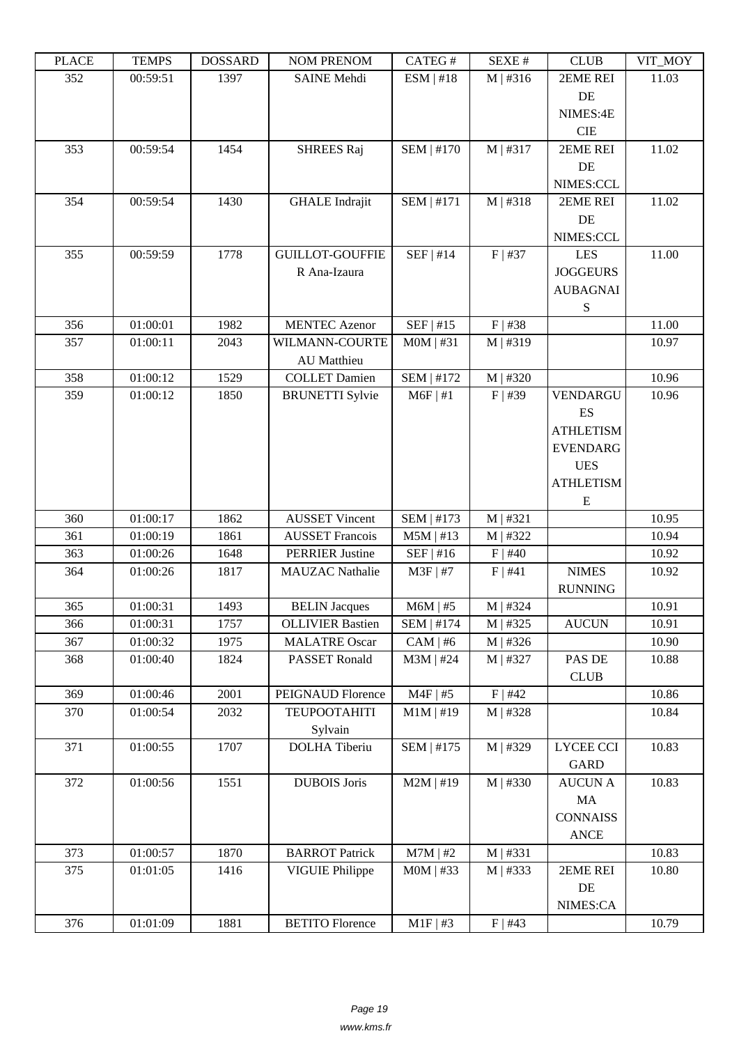| PLACE | TEMPS | DOSSARD | NOM PRENOM | CATEG # | SEXE # | CLUB | VIT_MOY |
|---|---|---|---|---|---|---|---|
| 352 | 00:59:51 | 1397 | SAINE Mehdi | ESM \| #18 | M \| #316 | 2EME REI DE NIMES:4E CIE | 11.03 |
| 353 | 00:59:54 | 1454 | SHREES Raj | SEM \| #170 | M \| #317 | 2EME REI DE NIMES:CCL | 11.02 |
| 354 | 00:59:54 | 1430 | GHALE Indrajit | SEM \| #171 | M \| #318 | 2EME REI DE NIMES:CCL | 11.02 |
| 355 | 00:59:59 | 1778 | GUILLOT-GOUFFIER Ana-Izaura | SEF \| #14 | F \| #37 | LES JOGGEURS AUBAGNAIS | 11.00 |
| 356 | 01:00:01 | 1982 | MENTEC Azenor | SEF \| #15 | F \| #38 | | 11.00 |
| 357 | 01:00:11 | 2043 | WILMANN-COURTEAU Matthieu | M0M \| #31 | M \| #319 | | 10.97 |
| 358 | 01:00:12 | 1529 | COLLET Damien | SEM \| #172 | M \| #320 | | 10.96 |
| 359 | 01:00:12 | 1850 | BRUNETTI Sylvie | M6F \| #1 | F \| #39 | VENDARGUES ATHLETISM EVENDARGUES ATHLETISME | 10.96 |
| 360 | 01:00:17 | 1862 | AUSSET Vincent | SEM \| #173 | M \| #321 | | 10.95 |
| 361 | 01:00:19 | 1861 | AUSSET Francois | M5M \| #13 | M \| #322 | | 10.94 |
| 363 | 01:00:26 | 1648 | PERRIER Justine | SEF \| #16 | F \| #40 | | 10.92 |
| 364 | 01:00:26 | 1817 | MAUZAC Nathalie | M3F \| #7 | F \| #41 | NIMES RUNNING | 10.92 |
| 365 | 01:00:31 | 1493 | BELIN Jacques | M6M \| #5 | M \| #324 | | 10.91 |
| 366 | 01:00:31 | 1757 | OLLIVIER Bastien | SEM \| #174 | M \| #325 | AUCUN | 10.91 |
| 367 | 01:00:32 | 1975 | MALATRE Oscar | CAM \| #6 | M \| #326 | | 10.90 |
| 368 | 01:00:40 | 1824 | PASSET Ronald | M3M \| #24 | M \| #327 | PAS DE CLUB | 10.88 |
| 369 | 01:00:46 | 2001 | PEIGNAUD Florence | M4F \| #5 | F \| #42 | | 10.86 |
| 370 | 01:00:54 | 2032 | TEUPOOTAHITI Sylvain | M1M \| #19 | M \| #328 | | 10.84 |
| 371 | 01:00:55 | 1707 | DOLHA Tiberiu | SEM \| #175 | M \| #329 | LYCEE CCI GARD | 10.83 |
| 372 | 01:00:56 | 1551 | DUBOIS Joris | M2M \| #19 | M \| #330 | AUCUN A MA CONNAISSANCE | 10.83 |
| 373 | 01:00:57 | 1870 | BARROT Patrick | M7M \| #2 | M \| #331 | | 10.83 |
| 375 | 01:01:05 | 1416 | VIGUIE Philippe | M0M \| #33 | M \| #333 | 2EME REI DE NIMES:CA | 10.80 |
| 376 | 01:01:09 | 1881 | BETITO Florence | M1F \| #3 | F \| #43 | | 10.79 |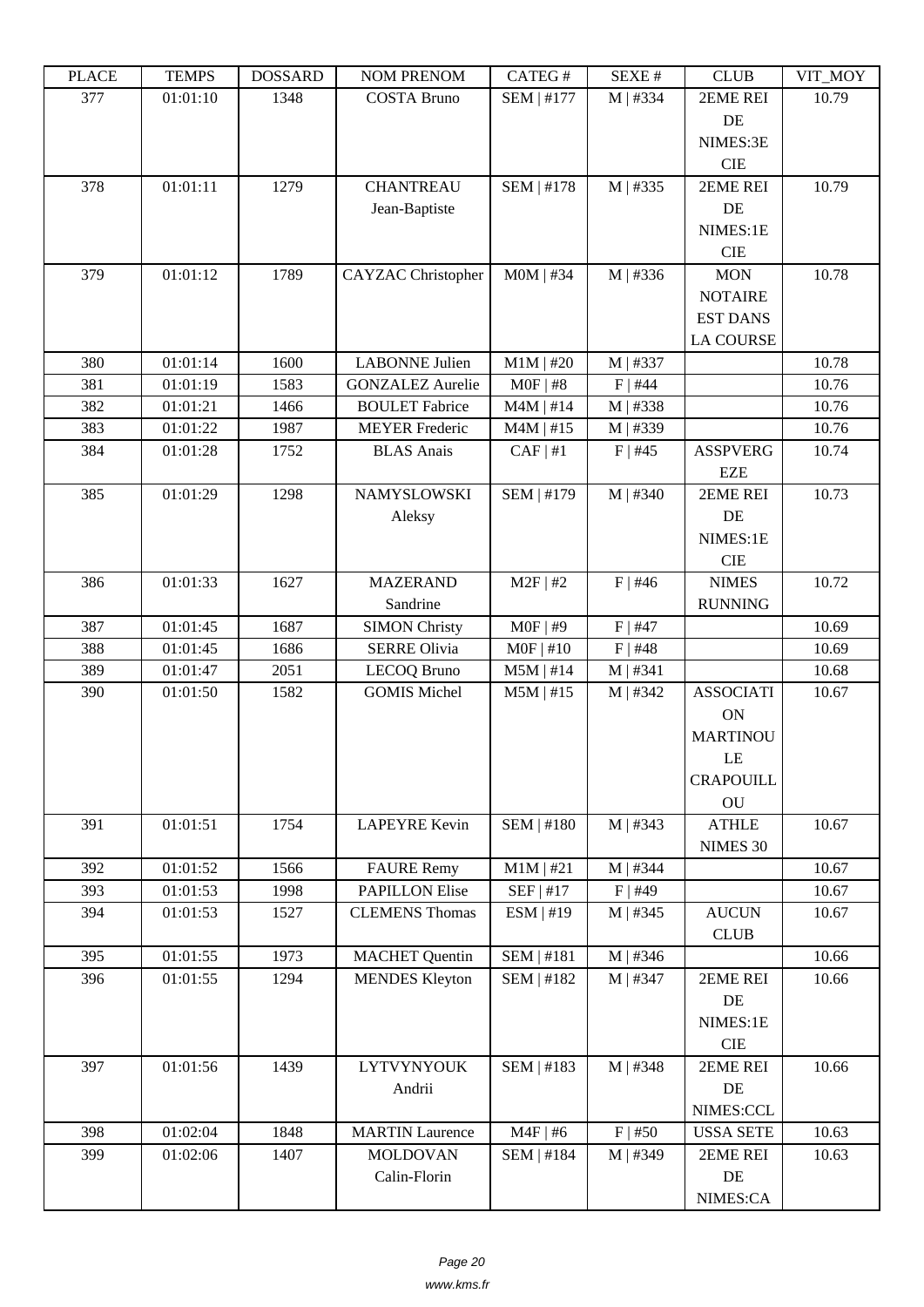| PLACE | TEMPS | DOSSARD | NOM PRENOM | CATEG # | SEXE # | CLUB | VIT_MOY |
|---|---|---|---|---|---|---|---|
| 377 | 01:01:10 | 1348 | COSTA Bruno | SEM \| #177 | M \| #334 | 2EME REI DE NIMES:3E CIE | 10.79 |
| 378 | 01:01:11 | 1279 | CHANTREAU Jean-Baptiste | SEM \| #178 | M \| #335 | 2EME REI DE NIMES:1E CIE | 10.79 |
| 379 | 01:01:12 | 1789 | CAYZAC Christopher | M0M \| #34 | M \| #336 | MON NOTAIRE EST DANS LA COURSE | 10.78 |
| 380 | 01:01:14 | 1600 | LABONNE Julien | M1M \| #20 | M \| #337 | | 10.78 |
| 381 | 01:01:19 | 1583 | GONZALEZ Aurelie | M0F \| #8 | F \| #44 | | 10.76 |
| 382 | 01:01:21 | 1466 | BOULET Fabrice | M4M \| #14 | M \| #338 | | 10.76 |
| 383 | 01:01:22 | 1987 | MEYER Frederic | M4M \| #15 | M \| #339 | | 10.76 |
| 384 | 01:01:28 | 1752 | BLAS Anais | CAF \| #1 | F \| #45 | ASSPVERG EZE | 10.74 |
| 385 | 01:01:29 | 1298 | NAMYSLOWSKI Aleksy | SEM \| #179 | M \| #340 | 2EME REI DE NIMES:1E CIE | 10.73 |
| 386 | 01:01:33 | 1627 | MAZERAND Sandrine | M2F \| #2 | F \| #46 | NIMES RUNNING | 10.72 |
| 387 | 01:01:45 | 1687 | SIMON Christy | M0F \| #9 | F \| #47 | | 10.69 |
| 388 | 01:01:45 | 1686 | SERRE Olivia | M0F \| #10 | F \| #48 | | 10.69 |
| 389 | 01:01:47 | 2051 | LECOQ Bruno | M5M \| #14 | M \| #341 | | 10.68 |
| 390 | 01:01:50 | 1582 | GOMIS Michel | M5M \| #15 | M \| #342 | ASSOCIATION MARTINOULE CRAPOUILLOU | 10.67 |
| 391 | 01:01:51 | 1754 | LAPEYRE Kevin | SEM \| #180 | M \| #343 | ATHLE NIMES 30 | 10.67 |
| 392 | 01:01:52 | 1566 | FAURE Remy | M1M \| #21 | M \| #344 | | 10.67 |
| 393 | 01:01:53 | 1998 | PAPILLON Elise | SEF \| #17 | F \| #49 | | 10.67 |
| 394 | 01:01:53 | 1527 | CLEMENS Thomas | ESM \| #19 | M \| #345 | AUCUN CLUB | 10.67 |
| 395 | 01:01:55 | 1973 | MACHET Quentin | SEM \| #181 | M \| #346 | | 10.66 |
| 396 | 01:01:55 | 1294 | MENDES Kleyton | SEM \| #182 | M \| #347 | 2EME REI DE NIMES:1E CIE | 10.66 |
| 397 | 01:01:56 | 1439 | LYTVYNYOUK Andrii | SEM \| #183 | M \| #348 | 2EME REI DE NIMES:CCL | 10.66 |
| 398 | 01:02:04 | 1848 | MARTIN Laurence | M4F \| #6 | F \| #50 | USSA SETE | 10.63 |
| 399 | 01:02:06 | 1407 | MOLDOVAN Calin-Florin | SEM \| #184 | M \| #349 | 2EME REI DE NIMES:CA | 10.63 |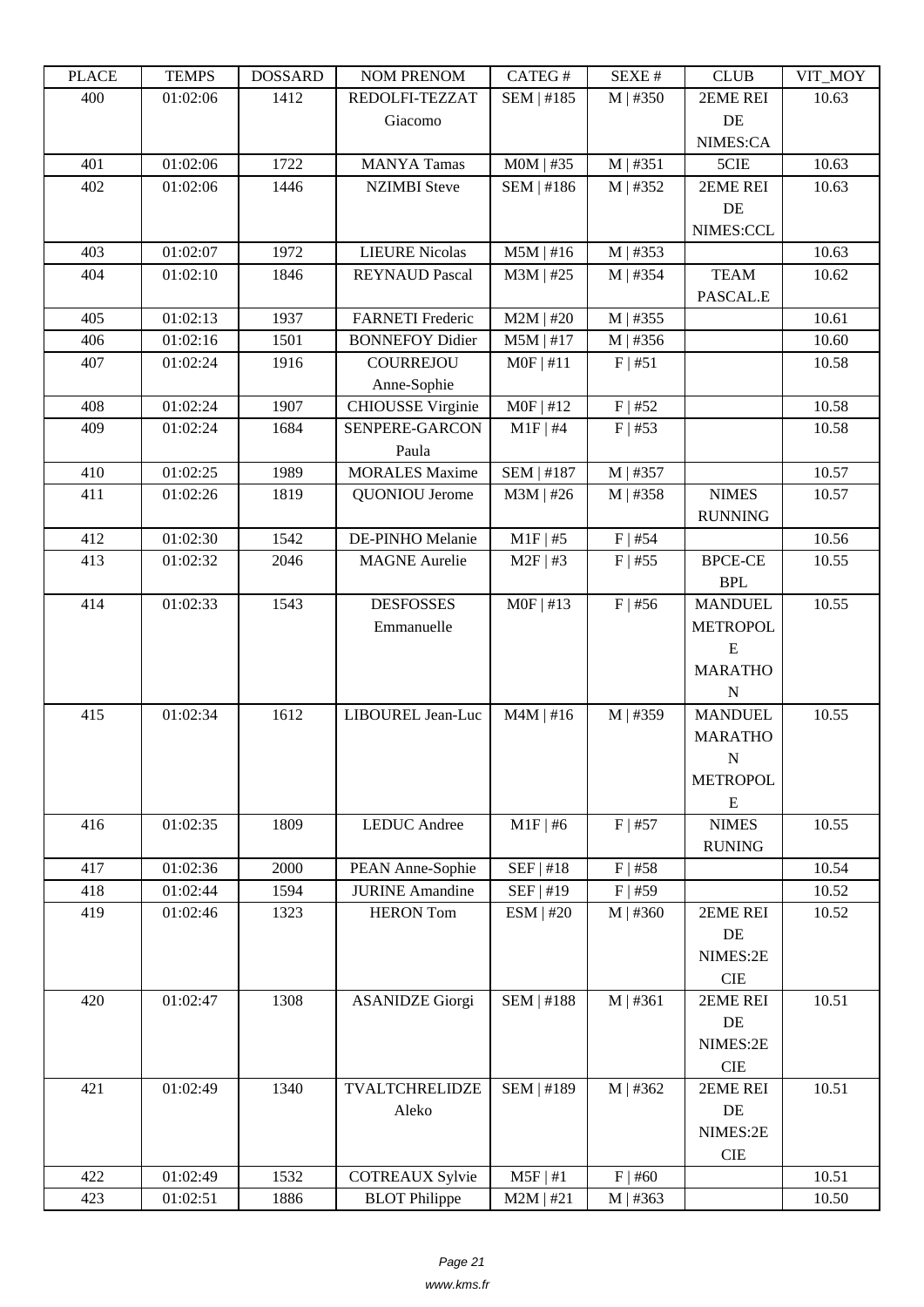| PLACE | TEMPS | DOSSARD | NOM PRENOM | CATEG # | SEXE # | CLUB | VIT_MOY |
| --- | --- | --- | --- | --- | --- | --- | --- |
| 400 | 01:02:06 | 1412 | REDOLFI-TEZZAT Giacomo | SEM \| #185 | M \| #350 | 2EME REI DE NIMES:CA | 10.63 |
| 401 | 01:02:06 | 1722 | MANYA Tamas | M0M \| #35 | M \| #351 | 5CIE | 10.63 |
| 402 | 01:02:06 | 1446 | NZIMBI Steve | SEM \| #186 | M \| #352 | 2EME REI DE NIMES:CCL | 10.63 |
| 403 | 01:02:07 | 1972 | LIEURE Nicolas | M5M \| #16 | M \| #353 | | 10.63 |
| 404 | 01:02:10 | 1846 | REYNAUD Pascal | M3M \| #25 | M \| #354 | TEAM PASCAL.E | 10.62 |
| 405 | 01:02:13 | 1937 | FARNETI Frederic | M2M \| #20 | M \| #355 | | 10.61 |
| 406 | 01:02:16 | 1501 | BONNEFOY Didier | M5M \| #17 | M \| #356 | | 10.60 |
| 407 | 01:02:24 | 1916 | COURREJOU Anne-Sophie | M0F \| #11 | F \| #51 | | 10.58 |
| 408 | 01:02:24 | 1907 | CHIOUSSE Virginie | M0F \| #12 | F \| #52 | | 10.58 |
| 409 | 01:02:24 | 1684 | SENPERE-GARCON Paula | M1F \| #4 | F \| #53 | | 10.58 |
| 410 | 01:02:25 | 1989 | MORALES Maxime | SEM \| #187 | M \| #357 | | 10.57 |
| 411 | 01:02:26 | 1819 | QUONIOU Jerome | M3M \| #26 | M \| #358 | NIMES RUNNING | 10.57 |
| 412 | 01:02:30 | 1542 | DE-PINHO Melanie | M1F \| #5 | F \| #54 | | 10.56 |
| 413 | 01:02:32 | 2046 | MAGNE Aurelie | M2F \| #3 | F \| #55 | BPCE-CE BPL | 10.55 |
| 414 | 01:02:33 | 1543 | DESFOSSES Emmanuelle | M0F \| #13 | F \| #56 | MANDUEL METROPOLE MARATHON | 10.55 |
| 415 | 01:02:34 | 1612 | LIBOUREL Jean-Luc | M4M \| #16 | M \| #359 | MANDUEL MARATHON METROPOLE | 10.55 |
| 416 | 01:02:35 | 1809 | LEDUC Andree | M1F \| #6 | F \| #57 | NIMES RUNING | 10.55 |
| 417 | 01:02:36 | 2000 | PEAN Anne-Sophie | SEF \| #18 | F \| #58 | | 10.54 |
| 418 | 01:02:44 | 1594 | JURINE Amandine | SEF \| #19 | F \| #59 | | 10.52 |
| 419 | 01:02:46 | 1323 | HERON Tom | ESM \| #20 | M \| #360 | 2EME REI DE NIMES:2E CIE | 10.52 |
| 420 | 01:02:47 | 1308 | ASANIDZE Giorgi | SEM \| #188 | M \| #361 | 2EME REI DE NIMES:2E CIE | 10.51 |
| 421 | 01:02:49 | 1340 | TVALTCHRELIDZE Aleko | SEM \| #189 | M \| #362 | 2EME REI DE NIMES:2E CIE | 10.51 |
| 422 | 01:02:49 | 1532 | COTREAUX Sylvie | M5F \| #1 | F \| #60 | | 10.51 |
| 423 | 01:02:51 | 1886 | BLOT Philippe | M2M \| #21 | M \| #363 | | 10.50 |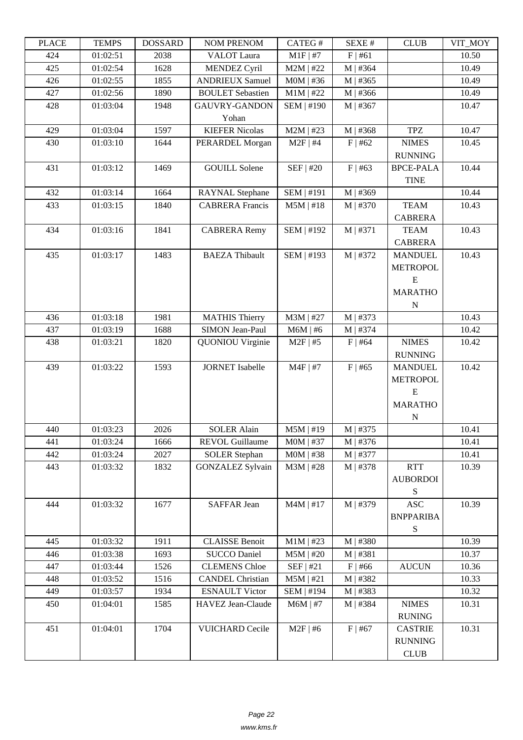| PLACE | TEMPS | DOSSARD | NOM PRENOM | CATEG # | SEXE # | CLUB | VIT_MOY |
|---|---|---|---|---|---|---|---|
| 424 | 01:02:51 | 2038 | VALOT Laura | M1F \| #7 | F \| #61 | | 10.50 |
| 425 | 01:02:54 | 1628 | MENDEZ Cyril | M2M \| #22 | M \| #364 | | 10.49 |
| 426 | 01:02:55 | 1855 | ANDRIEUX Samuel | M0M \| #36 | M \| #365 | | 10.49 |
| 427 | 01:02:56 | 1890 | BOULET Sebastien | M1M \| #22 | M \| #366 | | 10.49 |
| 428 | 01:03:04 | 1948 | GAUVRY-GANDON Yohan | SEM \| #190 | M \| #367 | | 10.47 |
| 429 | 01:03:04 | 1597 | KIEFER Nicolas | M2M \| #23 | M \| #368 | TPZ | 10.47 |
| 430 | 01:03:10 | 1644 | PERARDEL Morgan | M2F \| #4 | F \| #62 | NIMES RUNNING | 10.45 |
| 431 | 01:03:12 | 1469 | GOUILL Solene | SEF \| #20 | F \| #63 | BPCE-PALATINE | 10.44 |
| 432 | 01:03:14 | 1664 | RAYNAL Stephane | SEM \| #191 | M \| #369 | | 10.44 |
| 433 | 01:03:15 | 1840 | CABRERA Francis | M5M \| #18 | M \| #370 | TEAM CABRERA | 10.43 |
| 434 | 01:03:16 | 1841 | CABRERA Remy | SEM \| #192 | M \| #371 | TEAM CABRERA | 10.43 |
| 435 | 01:03:17 | 1483 | BAEZA Thibault | SEM \| #193 | M \| #372 | MANDUEL METROPOLE MARATHON | 10.43 |
| 436 | 01:03:18 | 1981 | MATHIS Thierry | M3M \| #27 | M \| #373 | | 10.43 |
| 437 | 01:03:19 | 1688 | SIMON Jean-Paul | M6M \| #6 | M \| #374 | | 10.42 |
| 438 | 01:03:21 | 1820 | QUONIOU Virginie | M2F \| #5 | F \| #64 | NIMES RUNNING | 10.42 |
| 439 | 01:03:22 | 1593 | JORNET Isabelle | M4F \| #7 | F \| #65 | MANDUEL METROPOLE MARATHON | 10.42 |
| 440 | 01:03:23 | 2026 | SOLER Alain | M5M \| #19 | M \| #375 | | 10.41 |
| 441 | 01:03:24 | 1666 | REVOL Guillaume | M0M \| #37 | M \| #376 | | 10.41 |
| 442 | 01:03:24 | 2027 | SOLER Stephan | M0M \| #38 | M \| #377 | | 10.41 |
| 443 | 01:03:32 | 1832 | GONZALEZ Sylvain | M3M \| #28 | M \| #378 | RTT AUBORDOIS | 10.39 |
| 444 | 01:03:32 | 1677 | SAFFAR Jean | M4M \| #17 | M \| #379 | ASC BNPPARIBAS | 10.39 |
| 445 | 01:03:32 | 1911 | CLAISSE Benoit | M1M \| #23 | M \| #380 | | 10.39 |
| 446 | 01:03:38 | 1693 | SUCCO Daniel | M5M \| #20 | M \| #381 | | 10.37 |
| 447 | 01:03:44 | 1526 | CLEMENS Chloe | SEF \| #21 | F \| #66 | AUCUN | 10.36 |
| 448 | 01:03:52 | 1516 | CANDEL Christian | M5M \| #21 | M \| #382 | | 10.33 |
| 449 | 01:03:57 | 1934 | ESNAULT Victor | SEM \| #194 | M \| #383 | | 10.32 |
| 450 | 01:04:01 | 1585 | HAVEZ Jean-Claude | M6M \| #7 | M \| #384 | NIMES RUNING | 10.31 |
| 451 | 01:04:01 | 1704 | VUICHARD Cecile | M2F \| #6 | F \| #67 | CASTRIE RUNNING CLUB | 10.31 |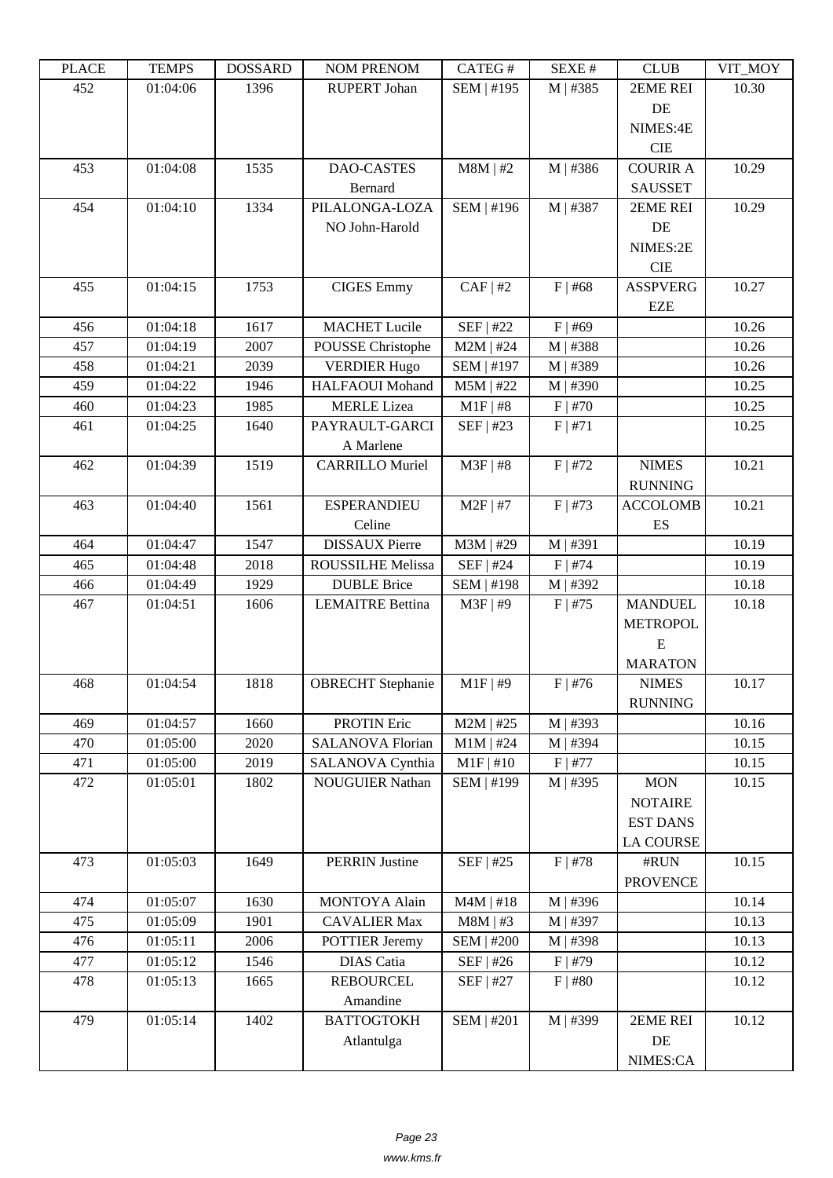| PLACE | TEMPS | DOSSARD | NOM PRENOM | CATEG # | SEXE # | CLUB | VIT_MOY |
|---|---|---|---|---|---|---|---|
| 452 | 01:04:06 | 1396 | RUPERT Johan | SEM \| #195 | M \| #385 | 2EME REI DE NIMES:4E CIE | 10.30 |
| 453 | 01:04:08 | 1535 | DAO-CASTES Bernard | M8M \| #2 | M \| #386 | COURIR A SAUSSET | 10.29 |
| 454 | 01:04:10 | 1334 | PILALONGA-LOZANO John-Harold | SEM \| #196 | M \| #387 | 2EME REI DE NIMES:2E CIE | 10.29 |
| 455 | 01:04:15 | 1753 | CIGES Emmy | CAF \| #2 | F \| #68 | ASSPVERGEZE | 10.27 |
| 456 | 01:04:18 | 1617 | MACHET Lucile | SEF \| #22 | F \| #69 | | 10.26 |
| 457 | 01:04:19 | 2007 | POUSSE Christophe | M2M \| #24 | M \| #388 | | 10.26 |
| 458 | 01:04:21 | 2039 | VERDIER Hugo | SEM \| #197 | M \| #389 | | 10.26 |
| 459 | 01:04:22 | 1946 | HALFAOUI Mohand | M5M \| #22 | M \| #390 | | 10.25 |
| 460 | 01:04:23 | 1985 | MERLE Lizea | M1F \| #8 | F \| #70 | | 10.25 |
| 461 | 01:04:25 | 1640 | PAYRAULT-GARCIA Marlene | SEF \| #23 | F \| #71 | | 10.25 |
| 462 | 01:04:39 | 1519 | CARRILLO Muriel | M3F \| #8 | F \| #72 | NIMES RUNNING | 10.21 |
| 463 | 01:04:40 | 1561 | ESPERANDIEU Celine | M2F \| #7 | F \| #73 | ACCOLOMBES | 10.21 |
| 464 | 01:04:47 | 1547 | DISSAUX Pierre | M3M \| #29 | M \| #391 | | 10.19 |
| 465 | 01:04:48 | 2018 | ROUSSILHE Melissa | SEF \| #24 | F \| #74 | | 10.19 |
| 466 | 01:04:49 | 1929 | DUBLE Brice | SEM \| #198 | M \| #392 | | 10.18 |
| 467 | 01:04:51 | 1606 | LEMAITRE Bettina | M3F \| #9 | F \| #75 | MANDUEL METROPOLE MARATON | 10.18 |
| 468 | 01:04:54 | 1818 | OBRECHT Stephanie | M1F \| #9 | F \| #76 | NIMES RUNNING | 10.17 |
| 469 | 01:04:57 | 1660 | PROTIN Eric | M2M \| #25 | M \| #393 | | 10.16 |
| 470 | 01:05:00 | 2020 | SALANOVA Florian | M1M \| #24 | M \| #394 | | 10.15 |
| 471 | 01:05:00 | 2019 | SALANOVA Cynthia | M1F \| #10 | F \| #77 | | 10.15 |
| 472 | 01:05:01 | 1802 | NOUGUIER Nathan | SEM \| #199 | M \| #395 | MON NOTAIRE EST DANS LA COURSE | 10.15 |
| 473 | 01:05:03 | 1649 | PERRIN Justine | SEF \| #25 | F \| #78 | #RUN PROVENCE | 10.15 |
| 474 | 01:05:07 | 1630 | MONTOYA Alain | M4M \| #18 | M \| #396 | | 10.14 |
| 475 | 01:05:09 | 1901 | CAVALIER Max | M8M \| #3 | M \| #397 | | 10.13 |
| 476 | 01:05:11 | 2006 | POTTIER Jeremy | SEM \| #200 | M \| #398 | | 10.13 |
| 477 | 01:05:12 | 1546 | DIAS Catia | SEF \| #26 | F \| #79 | | 10.12 |
| 478 | 01:05:13 | 1665 | REBOURCEL Amandine | SEF \| #27 | F \| #80 | | 10.12 |
| 479 | 01:05:14 | 1402 | BATTOGTOKH Atlantulga | SEM \| #201 | M \| #399 | 2EME REI DE NIMES:CA | 10.12 |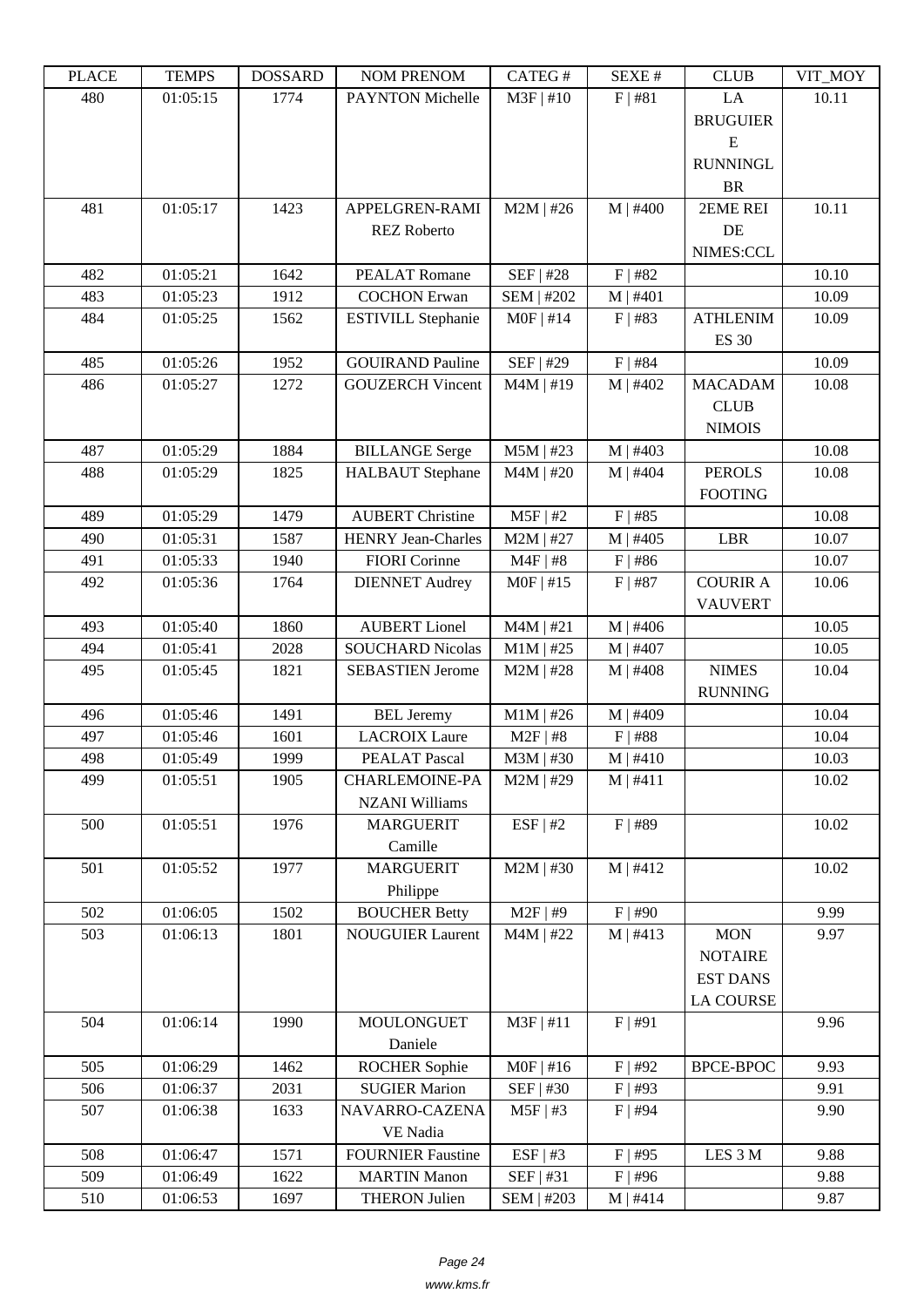| PLACE | TEMPS | DOSSARD | NOM PRENOM | CATEG # | SEXE # | CLUB | VIT_MOY |
| --- | --- | --- | --- | --- | --- | --- | --- |
| 480 | 01:05:15 | 1774 | PAYNTON Michelle | M3F \| #10 | F \| #81 | LA BRUGUIERE RUNNINGLBR | 10.11 |
| 481 | 01:05:17 | 1423 | APPELGREN-RAMIREZ Roberto | M2M \| #26 | M \| #400 | 2EME REI DE NIMES:CCL | 10.11 |
| 482 | 01:05:21 | 1642 | PEALAT Romane | SEF \| #28 | F \| #82 | | 10.10 |
| 483 | 01:05:23 | 1912 | COCHON Erwan | SEM \| #202 | M \| #401 | | 10.09 |
| 484 | 01:05:25 | 1562 | ESTIVILL Stephanie | M0F \| #14 | F \| #83 | ATHLENIMES 30 | 10.09 |
| 485 | 01:05:26 | 1952 | GOUIRAND Pauline | SEF \| #29 | F \| #84 | | 10.09 |
| 486 | 01:05:27 | 1272 | GOUZERCH Vincent | M4M \| #19 | M \| #402 | MACADAM CLUB NIMOIS | 10.08 |
| 487 | 01:05:29 | 1884 | BILLANGE Serge | M5M \| #23 | M \| #403 | | 10.08 |
| 488 | 01:05:29 | 1825 | HALBAUT Stephane | M4M \| #20 | M \| #404 | PEROLS FOOTING | 10.08 |
| 489 | 01:05:29 | 1479 | AUBERT Christine | M5F \| #2 | F \| #85 | | 10.08 |
| 490 | 01:05:31 | 1587 | HENRY Jean-Charles | M2M \| #27 | M \| #405 | LBR | 10.07 |
| 491 | 01:05:33 | 1940 | FIORI Corinne | M4F \| #8 | F \| #86 | | 10.07 |
| 492 | 01:05:36 | 1764 | DIENNET Audrey | M0F \| #15 | F \| #87 | COURIR A VAUVERT | 10.06 |
| 493 | 01:05:40 | 1860 | AUBERT Lionel | M4M \| #21 | M \| #406 | | 10.05 |
| 494 | 01:05:41 | 2028 | SOUCHARD Nicolas | M1M \| #25 | M \| #407 | | 10.05 |
| 495 | 01:05:45 | 1821 | SEBASTIEN Jerome | M2M \| #28 | M \| #408 | NIMES RUNNING | 10.04 |
| 496 | 01:05:46 | 1491 | BEL Jeremy | M1M \| #26 | M \| #409 | | 10.04 |
| 497 | 01:05:46 | 1601 | LACROIX Laure | M2F \| #8 | F \| #88 | | 10.04 |
| 498 | 01:05:49 | 1999 | PEALAT Pascal | M3M \| #30 | M \| #410 | | 10.03 |
| 499 | 01:05:51 | 1905 | CHARLEMOINE-PANZANI Williams | M2M \| #29 | M \| #411 | | 10.02 |
| 500 | 01:05:51 | 1976 | MARGUERIT Camille | ESF \| #2 | F \| #89 | | 10.02 |
| 501 | 01:05:52 | 1977 | MARGUERIT Philippe | M2M \| #30 | M \| #412 | | 10.02 |
| 502 | 01:06:05 | 1502 | BOUCHER Betty | M2F \| #9 | F \| #90 | | 9.99 |
| 503 | 01:06:13 | 1801 | NOUGUIER Laurent | M4M \| #22 | M \| #413 | MON NOTAIRE EST DANS LA COURSE | 9.97 |
| 504 | 01:06:14 | 1990 | MOULONGUET Daniele | M3F \| #11 | F \| #91 | | 9.96 |
| 505 | 01:06:29 | 1462 | ROCHER Sophie | M0F \| #16 | F \| #92 | BPCE-BPOC | 9.93 |
| 506 | 01:06:37 | 2031 | SUGIER Marion | SEF \| #30 | F \| #93 | | 9.91 |
| 507 | 01:06:38 | 1633 | NAVARRO-CAZENAVE Nadia | M5F \| #3 | F \| #94 | | 9.90 |
| 508 | 01:06:47 | 1571 | FOURNIER Faustine | ESF \| #3 | F \| #95 | LES 3 M | 9.88 |
| 509 | 01:06:49 | 1622 | MARTIN Manon | SEF \| #31 | F \| #96 | | 9.88 |
| 510 | 01:06:53 | 1697 | THERON Julien | SEM \| #203 | M \| #414 | | 9.87 |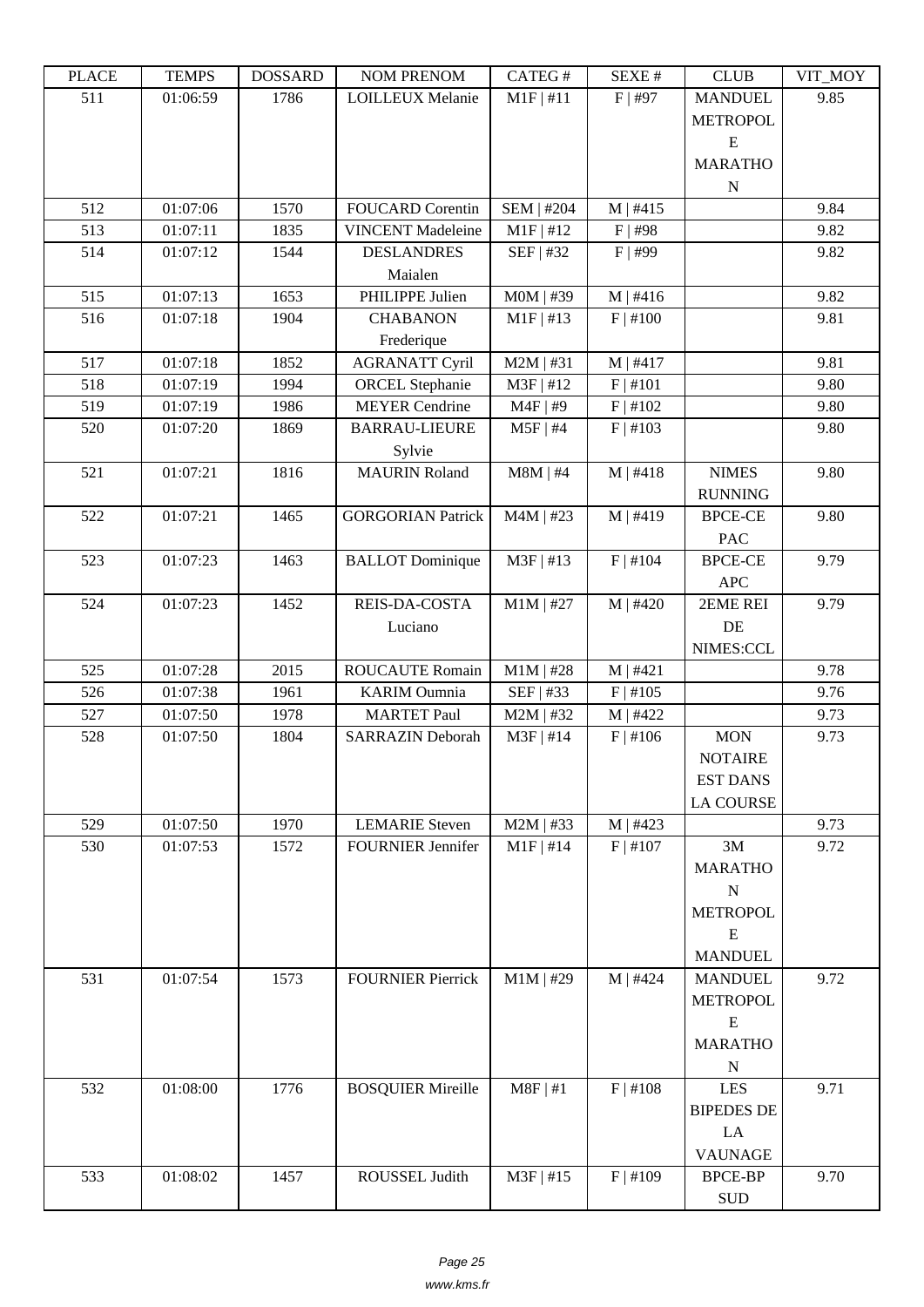| PLACE | TEMPS | DOSSARD | NOM PRENOM | CATEG # | SEXE # | CLUB | VIT_MOY |
|---|---|---|---|---|---|---|---|
| 511 | 01:06:59 | 1786 | LOILLEUX Melanie | M1F \| #11 | F \| #97 | MANDUEL METROPOLE MARATHON | 9.85 |
| 512 | 01:07:06 | 1570 | FOUCARD Corentin | SEM \| #204 | M \| #415 | | 9.84 |
| 513 | 01:07:11 | 1835 | VINCENT Madeleine | M1F \| #12 | F \| #98 | | 9.82 |
| 514 | 01:07:12 | 1544 | DESLANDRES Maialen | SEF \| #32 | F \| #99 | | 9.82 |
| 515 | 01:07:13 | 1653 | PHILIPPE Julien | M0M \| #39 | M \| #416 | | 9.82 |
| 516 | 01:07:18 | 1904 | CHABANON Frederique | M1F \| #13 | F \| #100 | | 9.81 |
| 517 | 01:07:18 | 1852 | AGRANATT Cyril | M2M \| #31 | M \| #417 | | 9.81 |
| 518 | 01:07:19 | 1994 | ORCEL Stephanie | M3F \| #12 | F \| #101 | | 9.80 |
| 519 | 01:07:19 | 1986 | MEYER Cendrine | M4F \| #9 | F \| #102 | | 9.80 |
| 520 | 01:07:20 | 1869 | BARRAU-LIEURE Sylvie | M5F \| #4 | F \| #103 | | 9.80 |
| 521 | 01:07:21 | 1816 | MAURIN Roland | M8M \| #4 | M \| #418 | NIMES RUNNING | 9.80 |
| 522 | 01:07:21 | 1465 | GORGORIAN Patrick | M4M \| #23 | M \| #419 | BPCE-CE PAC | 9.80 |
| 523 | 01:07:23 | 1463 | BALLOT Dominique | M3F \| #13 | F \| #104 | BPCE-CE APC | 9.79 |
| 524 | 01:07:23 | 1452 | REIS-DA-COSTA Luciano | M1M \| #27 | M \| #420 | 2EME REI DE NIMES:CCL | 9.79 |
| 525 | 01:07:28 | 2015 | ROUCAUTE Romain | M1M \| #28 | M \| #421 | | 9.78 |
| 526 | 01:07:38 | 1961 | KARIM Oumnia | SEF \| #33 | F \| #105 | | 9.76 |
| 527 | 01:07:50 | 1978 | MARTET Paul | M2M \| #32 | M \| #422 | | 9.73 |
| 528 | 01:07:50 | 1804 | SARRAZIN Deborah | M3F \| #14 | F \| #106 | MON NOTAIRE EST DANS LA COURSE | 9.73 |
| 529 | 01:07:50 | 1970 | LEMARIE Steven | M2M \| #33 | M \| #423 | | 9.73 |
| 530 | 01:07:53 | 1572 | FOURNIER Jennifer | M1F \| #14 | F \| #107 | 3M MARATHON METROPOLE MANDUEL | 9.72 |
| 531 | 01:07:54 | 1573 | FOURNIER Pierrick | M1M \| #29 | M \| #424 | MANDUEL METROPOLE MARATHON | 9.72 |
| 532 | 01:08:00 | 1776 | BOSQUIER Mireille | M8F \| #1 | F \| #108 | LES BIPEDES DE LA VAUNAGE | 9.71 |
| 533 | 01:08:02 | 1457 | ROUSSEL Judith | M3F \| #15 | F \| #109 | BPCE-BP SUD | 9.70 |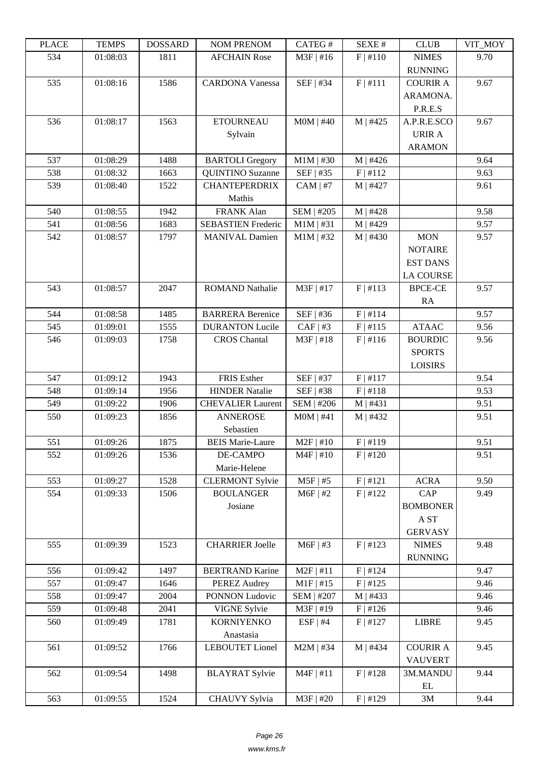| PLACE | TEMPS | DOSSARD | NOM PRENOM | CATEG # | SEXE # | CLUB | VIT_MOY |
| --- | --- | --- | --- | --- | --- | --- | --- |
| 534 | 01:08:03 | 1811 | AFCHAIN Rose | M3F \| #16 | F \| #110 | NIMES RUNNING | 9.70 |
| 535 | 01:08:16 | 1586 | CARDONA Vanessa | SEF \| #34 | F \| #111 | COURIR A ARAMONA. P.R.E.S | 9.67 |
| 536 | 01:08:17 | 1563 | ETOURNEAU Sylvain | M0M \| #40 | M \| #425 | A.P.R.E.SCO URIR A ARAMON | 9.67 |
| 537 | 01:08:29 | 1488 | BARTOLI Gregory | M1M \| #30 | M \| #426 | | 9.64 |
| 538 | 01:08:32 | 1663 | QUINTINO Suzanne | SEF \| #35 | F \| #112 | | 9.63 |
| 539 | 01:08:40 | 1522 | CHANTEPERDRIX Mathis | CAM \| #7 | M \| #427 | | 9.61 |
| 540 | 01:08:55 | 1942 | FRANK Alan | SEM \| #205 | M \| #428 | | 9.58 |
| 541 | 01:08:56 | 1683 | SEBASTIEN Frederic | M1M \| #31 | M \| #429 | | 9.57 |
| 542 | 01:08:57 | 1797 | MANIVAL Damien | M1M \| #32 | M \| #430 | MON NOTAIRE EST DANS LA COURSE | 9.57 |
| 543 | 01:08:57 | 2047 | ROMAND Nathalie | M3F \| #17 | F \| #113 | BPCE-CE RA | 9.57 |
| 544 | 01:08:58 | 1485 | BARRERA Berenice | SEF \| #36 | F \| #114 | | 9.57 |
| 545 | 01:09:01 | 1555 | DURANTON Lucile | CAF \| #3 | F \| #115 | ATAAC | 9.56 |
| 546 | 01:09:03 | 1758 | CROS Chantal | M3F \| #18 | F \| #116 | BOURDIC SPORTS LOISIRS | 9.56 |
| 547 | 01:09:12 | 1943 | FRIS Esther | SEF \| #37 | F \| #117 | | 9.54 |
| 548 | 01:09:14 | 1956 | HINDER Natalie | SEF \| #38 | F \| #118 | | 9.53 |
| 549 | 01:09:22 | 1906 | CHEVALIER Laurent | SEM \| #206 | M \| #431 | | 9.51 |
| 550 | 01:09:23 | 1856 | ANNEROSE Sebastien | M0M \| #41 | M \| #432 | | 9.51 |
| 551 | 01:09:26 | 1875 | BEIS Marie-Laure | M2F \| #10 | F \| #119 | | 9.51 |
| 552 | 01:09:26 | 1536 | DE-CAMPO Marie-Helene | M4F \| #10 | F \| #120 | | 9.51 |
| 553 | 01:09:27 | 1528 | CLERMONT Sylvie | M5F \| #5 | F \| #121 | ACRA | 9.50 |
| 554 | 01:09:33 | 1506 | BOULANGER Josiane | M6F \| #2 | F \| #122 | CAP BOMBONER A ST GERVASY | 9.49 |
| 555 | 01:09:39 | 1523 | CHARRIER Joelle | M6F \| #3 | F \| #123 | NIMES RUNNING | 9.48 |
| 556 | 01:09:42 | 1497 | BERTRAND Karine | M2F \| #11 | F \| #124 | | 9.47 |
| 557 | 01:09:47 | 1646 | PEREZ Audrey | M1F \| #15 | F \| #125 | | 9.46 |
| 558 | 01:09:47 | 2004 | PONNON Ludovic | SEM \| #207 | M \| #433 | | 9.46 |
| 559 | 01:09:48 | 2041 | VIGNE Sylvie | M3F \| #19 | F \| #126 | | 9.46 |
| 560 | 01:09:49 | 1781 | KORNIYENKO Anastasia | ESF \| #4 | F \| #127 | LIBRE | 9.45 |
| 561 | 01:09:52 | 1766 | LEBOUTET Lionel | M2M \| #34 | M \| #434 | COURIR A VAUVERT | 9.45 |
| 562 | 01:09:54 | 1498 | BLAYRAT Sylvie | M4F \| #11 | F \| #128 | 3M.MANDU EL | 9.44 |
| 563 | 01:09:55 | 1524 | CHAUVY Sylvia | M3F \| #20 | F \| #129 | 3M | 9.44 |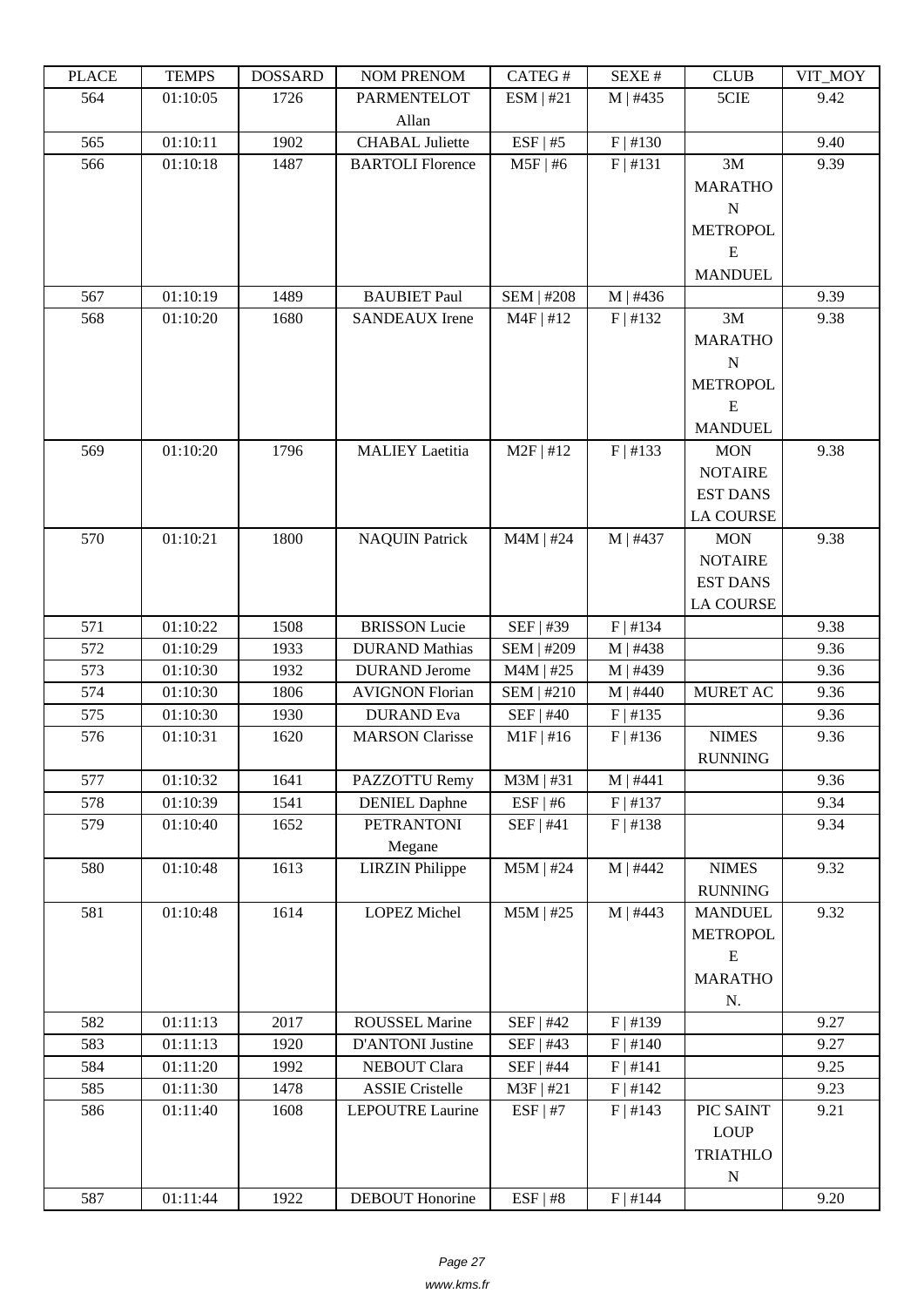| PLACE | TEMPS | DOSSARD | NOM PRENOM | CATEG # | SEXE # | CLUB | VIT_MOY |
|---|---|---|---|---|---|---|---|
| 564 | 01:10:05 | 1726 | PARMENTELOT Allan | ESM \| #21 | M \| #435 | 5CIE | 9.42 |
| 565 | 01:10:11 | 1902 | CHABAL Juliette | ESF \| #5 | F \| #130 | | 9.40 |
| 566 | 01:10:18 | 1487 | BARTOLI Florence | M5F \| #6 | F \| #131 | 3M MARATHON METROPOLE MANDUEL | 9.39 |
| 567 | 01:10:19 | 1489 | BAUBIET Paul | SEM \| #208 | M \| #436 | | 9.39 |
| 568 | 01:10:20 | 1680 | SANDEAUX Irene | M4F \| #12 | F \| #132 | 3M MARATHON METROPOLE MANDUEL | 9.38 |
| 569 | 01:10:20 | 1796 | MALIEY Laetitia | M2F \| #12 | F \| #133 | MON NOTAIRE EST DANS LA COURSE | 9.38 |
| 570 | 01:10:21 | 1800 | NAQUIN Patrick | M4M \| #24 | M \| #437 | MON NOTAIRE EST DANS LA COURSE | 9.38 |
| 571 | 01:10:22 | 1508 | BRISSON Lucie | SEF \| #39 | F \| #134 | | 9.38 |
| 572 | 01:10:29 | 1933 | DURAND Mathias | SEM \| #209 | M \| #438 | | 9.36 |
| 573 | 01:10:30 | 1932 | DURAND Jerome | M4M \| #25 | M \| #439 | | 9.36 |
| 574 | 01:10:30 | 1806 | AVIGNON Florian | SEM \| #210 | M \| #440 | MURET AC | 9.36 |
| 575 | 01:10:30 | 1930 | DURAND Eva | SEF \| #40 | F \| #135 | | 9.36 |
| 576 | 01:10:31 | 1620 | MARSON Clarisse | M1F \| #16 | F \| #136 | NIMES RUNNING | 9.36 |
| 577 | 01:10:32 | 1641 | PAZZOTTU Remy | M3M \| #31 | M \| #441 | | 9.36 |
| 578 | 01:10:39 | 1541 | DENIEL Daphne | ESF \| #6 | F \| #137 | | 9.34 |
| 579 | 01:10:40 | 1652 | PETRANTONI Megane | SEF \| #41 | F \| #138 | | 9.34 |
| 580 | 01:10:48 | 1613 | LIRZIN Philippe | M5M \| #24 | M \| #442 | NIMES RUNNING | 9.32 |
| 581 | 01:10:48 | 1614 | LOPEZ Michel | M5M \| #25 | M \| #443 | MANDUEL METROPOLE MARATHON. | 9.32 |
| 582 | 01:11:13 | 2017 | ROUSSEL Marine | SEF \| #42 | F \| #139 | | 9.27 |
| 583 | 01:11:13 | 1920 | D'ANTONI Justine | SEF \| #43 | F \| #140 | | 9.27 |
| 584 | 01:11:20 | 1992 | NEBOUT Clara | SEF \| #44 | F \| #141 | | 9.25 |
| 585 | 01:11:30 | 1478 | ASSIE Cristelle | M3F \| #21 | F \| #142 | | 9.23 |
| 586 | 01:11:40 | 1608 | LEPOUTRE Laurine | ESF \| #7 | F \| #143 | PIC SAINT LOUP TRIATHLON | 9.21 |
| 587 | 01:11:44 | 1922 | DEBOUT Honorine | ESF \| #8 | F \| #144 | | 9.20 |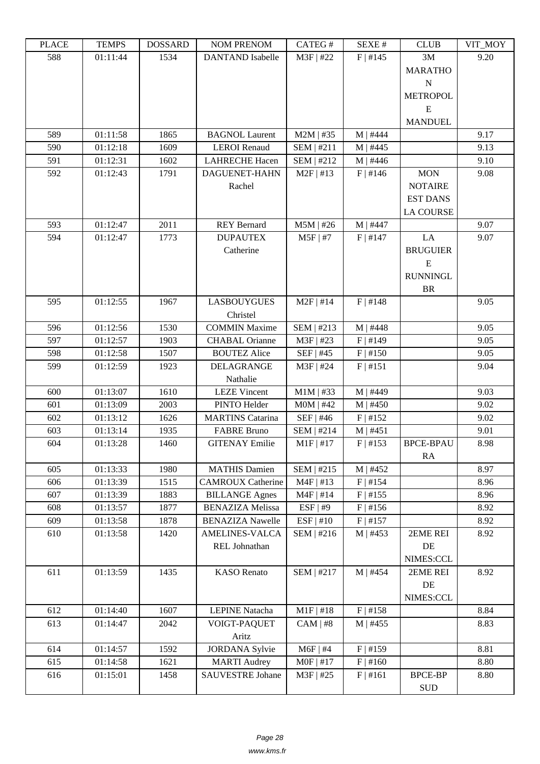| PLACE | TEMPS | DOSSARD | NOM PRENOM | CATEG # | SEXE # | CLUB | VIT_MOY |
|---|---|---|---|---|---|---|---|
| 588 | 01:11:44 | 1534 | DANTAND Isabelle | M3F \| #22 | F \| #145 | 3M MARATHON METROPOLE MANDUEL | 9.20 |
| 589 | 01:11:58 | 1865 | BAGNOL Laurent | M2M \| #35 | M \| #444 | | 9.17 |
| 590 | 01:12:18 | 1609 | LEROI Renaud | SEM \| #211 | M \| #445 | | 9.13 |
| 591 | 01:12:31 | 1602 | LAHRECHE Hacen | SEM \| #212 | M \| #446 | | 9.10 |
| 592 | 01:12:43 | 1791 | DAGUENET-HAHN Rachel | M2F \| #13 | F \| #146 | MON NOTAIRE EST DANS LA COURSE | 9.08 |
| 593 | 01:12:47 | 2011 | REY Bernard | M5M \| #26 | M \| #447 | | 9.07 |
| 594 | 01:12:47 | 1773 | DUPAUTEX Catherine | M5F \| #7 | F \| #147 | LA BRUGUIERE RUNNINGLBR | 9.07 |
| 595 | 01:12:55 | 1967 | LASBOUYGUES Christel | M2F \| #14 | F \| #148 | | 9.05 |
| 596 | 01:12:56 | 1530 | COMMIN Maxime | SEM \| #213 | M \| #448 | | 9.05 |
| 597 | 01:12:57 | 1903 | CHABAL Orianne | M3F \| #23 | F \| #149 | | 9.05 |
| 598 | 01:12:58 | 1507 | BOUTEZ Alice | SEF \| #45 | F \| #150 | | 9.05 |
| 599 | 01:12:59 | 1923 | DELAGRANGE Nathalie | M3F \| #24 | F \| #151 | | 9.04 |
| 600 | 01:13:07 | 1610 | LEZE Vincent | M1M \| #33 | M \| #449 | | 9.03 |
| 601 | 01:13:09 | 2003 | PINTO Helder | M0M \| #42 | M \| #450 | | 9.02 |
| 602 | 01:13:12 | 1626 | MARTINS Catarina | SEF \| #46 | F \| #152 | | 9.02 |
| 603 | 01:13:14 | 1935 | FABRE Bruno | SEM \| #214 | M \| #451 | | 9.01 |
| 604 | 01:13:28 | 1460 | GITENAY Emilie | M1F \| #17 | F \| #153 | BPCE-BPAURA | 8.98 |
| 605 | 01:13:33 | 1980 | MATHIS Damien | SEM \| #215 | M \| #452 | | 8.97 |
| 606 | 01:13:39 | 1515 | CAMROUX Catherine | M4F \| #13 | F \| #154 | | 8.96 |
| 607 | 01:13:39 | 1883 | BILLANGE Agnes | M4F \| #14 | F \| #155 | | 8.96 |
| 608 | 01:13:57 | 1877 | BENAZIZA Melissa | ESF \| #9 | F \| #156 | | 8.92 |
| 609 | 01:13:58 | 1878 | BENAZIZA Nawelle | ESF \| #10 | F \| #157 | | 8.92 |
| 610 | 01:13:58 | 1420 | AMELINES-VALCAREL Johnathan | SEM \| #216 | M \| #453 | 2EME REI DE NIMES:CCL | 8.92 |
| 611 | 01:13:59 | 1435 | KASO Renato | SEM \| #217 | M \| #454 | 2EME REI DE NIMES:CCL | 8.92 |
| 612 | 01:14:40 | 1607 | LEPINE Natacha | M1F \| #18 | F \| #158 | | 8.84 |
| 613 | 01:14:47 | 2042 | VOIGT-PAQUET Aritz | CAM \| #8 | M \| #455 | | 8.83 |
| 614 | 01:14:57 | 1592 | JORDANA Sylvie | M6F \| #4 | F \| #159 | | 8.81 |
| 615 | 01:14:58 | 1621 | MARTI Audrey | M0F \| #17 | F \| #160 | | 8.80 |
| 616 | 01:15:01 | 1458 | SAUVESTRE Johane | M3F \| #25 | F \| #161 | BPCE-BP SUD | 8.80 |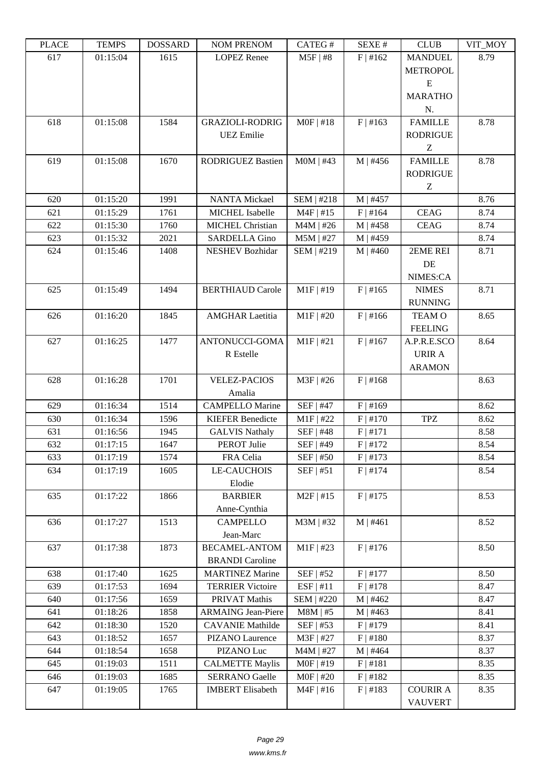| PLACE | TEMPS | DOSSARD | NOM PRENOM | CATEG # | SEXE # | CLUB | VIT_MOY |
|---|---|---|---|---|---|---|---|
| 617 | 01:15:04 | 1615 | LOPEZ Renee | M5F \| #8 | F \| #162 | MANDUEL METROPOLE MARATHON. | 8.79 |
| 618 | 01:15:08 | 1584 | GRAZIOLI-RODRIGUEZ Emilie | M0F \| #18 | F \| #163 | FAMILLE RODRIGUEZ | 8.78 |
| 619 | 01:15:08 | 1670 | RODRIGUEZ Bastien | M0M \| #43 | M \| #456 | FAMILLE RODRIGUEZ | 8.78 |
| 620 | 01:15:20 | 1991 | NANTA Mickael | SEM \| #218 | M \| #457 | | 8.76 |
| 621 | 01:15:29 | 1761 | MICHEL Isabelle | M4F \| #15 | F \| #164 | CEAG | 8.74 |
| 622 | 01:15:30 | 1760 | MICHEL Christian | M4M \| #26 | M \| #458 | CEAG | 8.74 |
| 623 | 01:15:32 | 2021 | SARDELLA Gino | M5M \| #27 | M \| #459 | | 8.74 |
| 624 | 01:15:46 | 1408 | NESHEV Bozhidar | SEM \| #219 | M \| #460 | 2EME REI DE NIMES:CA | 8.71 |
| 625 | 01:15:49 | 1494 | BERTHIAUD Carole | M1F \| #19 | F \| #165 | NIMES RUNNING | 8.71 |
| 626 | 01:16:20 | 1845 | AMGHAR Laetitia | M1F \| #20 | F \| #166 | TEAM O FEELING | 8.65 |
| 627 | 01:16:25 | 1477 | ANTONUCCI-GOMAR Estelle | M1F \| #21 | F \| #167 | A.P.R.E.SCOURIR A ARAMON | 8.64 |
| 628 | 01:16:28 | 1701 | VELEZ-PACIOS Amalia | M3F \| #26 | F \| #168 | | 8.63 |
| 629 | 01:16:34 | 1514 | CAMPELLO Marine | SEF \| #47 | F \| #169 | | 8.62 |
| 630 | 01:16:34 | 1596 | KIEFER Benedicte | M1F \| #22 | F \| #170 | TPZ | 8.62 |
| 631 | 01:16:56 | 1945 | GALVIS Nathaly | SEF \| #48 | F \| #171 | | 8.58 |
| 632 | 01:17:15 | 1647 | PEROT Julie | SEF \| #49 | F \| #172 | | 8.54 |
| 633 | 01:17:19 | 1574 | FRA Celia | SEF \| #50 | F \| #173 | | 8.54 |
| 634 | 01:17:19 | 1605 | LE-CAUCHOIS Elodie | SEF \| #51 | F \| #174 | | 8.54 |
| 635 | 01:17:22 | 1866 | BARBIER Anne-Cynthia | M2F \| #15 | F \| #175 | | 8.53 |
| 636 | 01:17:27 | 1513 | CAMPELLO Jean-Marc | M3M \| #32 | M \| #461 | | 8.52 |
| 637 | 01:17:38 | 1873 | BECAMEL-ANTOMBRANDI Caroline | M1F \| #23 | F \| #176 | | 8.50 |
| 638 | 01:17:40 | 1625 | MARTINEZ Marine | SEF \| #52 | F \| #177 | | 8.50 |
| 639 | 01:17:53 | 1694 | TERRIER Victoire | ESF \| #11 | F \| #178 | | 8.47 |
| 640 | 01:17:56 | 1659 | PRIVAT Mathis | SEM \| #220 | M \| #462 | | 8.47 |
| 641 | 01:18:26 | 1858 | ARMAING Jean-Piere | M8M \| #5 | M \| #463 | | 8.41 |
| 642 | 01:18:30 | 1520 | CAVANIE Mathilde | SEF \| #53 | F \| #179 | | 8.41 |
| 643 | 01:18:52 | 1657 | PIZANO Laurence | M3F \| #27 | F \| #180 | | 8.37 |
| 644 | 01:18:54 | 1658 | PIZANO Luc | M4M \| #27 | M \| #464 | | 8.37 |
| 645 | 01:19:03 | 1511 | CALMETTE Maylis | M0F \| #19 | F \| #181 | | 8.35 |
| 646 | 01:19:03 | 1685 | SERRANO Gaelle | M0F \| #20 | F \| #182 | | 8.35 |
| 647 | 01:19:05 | 1765 | IMBERT Elisabeth | M4F \| #16 | F \| #183 | COURIR A VAUVERT | 8.35 |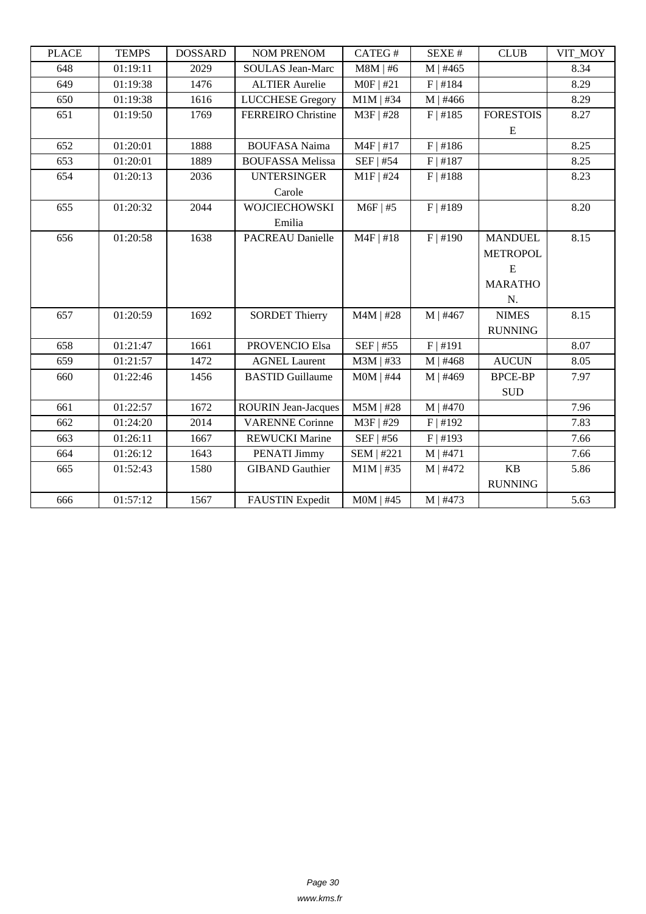| PLACE | TEMPS | DOSSARD | NOM PRENOM | CATEG # | SEXE # | CLUB | VIT_MOY |
| --- | --- | --- | --- | --- | --- | --- | --- |
| 648 | 01:19:11 | 2029 | SOULAS Jean-Marc | M8M \| #6 | M \| #465 | | 8.34 |
| 649 | 01:19:38 | 1476 | ALTIER Aurelie | M0F \| #21 | F \| #184 | | 8.29 |
| 650 | 01:19:38 | 1616 | LUCCHESE Gregory | M1M \| #34 | M \| #466 | | 8.29 |
| 651 | 01:19:50 | 1769 | FERREIRO Christine | M3F \| #28 | F \| #185 | FORESTOISE | 8.27 |
| 652 | 01:20:01 | 1888 | BOUFASA Naima | M4F \| #17 | F \| #186 | | 8.25 |
| 653 | 01:20:01 | 1889 | BOUFASSA Melissa | SEF \| #54 | F \| #187 | | 8.25 |
| 654 | 01:20:13 | 2036 | UNTERSINGER Carole | M1F \| #24 | F \| #188 | | 8.23 |
| 655 | 01:20:32 | 2044 | WOJCIECHOWSKI Emilia | M6F \| #5 | F \| #189 | | 8.20 |
| 656 | 01:20:58 | 1638 | PACREAU Danielle | M4F \| #18 | F \| #190 | MANDUEL METROPOLE MARATHON. | 8.15 |
| 657 | 01:20:59 | 1692 | SORDET Thierry | M4M \| #28 | M \| #467 | NIMES RUNNING | 8.15 |
| 658 | 01:21:47 | 1661 | PROVENCIO Elsa | SEF \| #55 | F \| #191 | | 8.07 |
| 659 | 01:21:57 | 1472 | AGNEL Laurent | M3M \| #33 | M \| #468 | AUCUN | 8.05 |
| 660 | 01:22:46 | 1456 | BASTID Guillaume | M0M \| #44 | M \| #469 | BPCE-BP SUD | 7.97 |
| 661 | 01:22:57 | 1672 | ROURIN Jean-Jacques | M5M \| #28 | M \| #470 | | 7.96 |
| 662 | 01:24:20 | 2014 | VARENNE Corinne | M3F \| #29 | F \| #192 | | 7.83 |
| 663 | 01:26:11 | 1667 | REWUCKI Marine | SEF \| #56 | F \| #193 | | 7.66 |
| 664 | 01:26:12 | 1643 | PENATI Jimmy | SEM \| #221 | M \| #471 | | 7.66 |
| 665 | 01:52:43 | 1580 | GIBAND Gauthier | M1M \| #35 | M \| #472 | KB RUNNING | 5.86 |
| 666 | 01:57:12 | 1567 | FAUSTIN Expedit | M0M \| #45 | M \| #473 | | 5.63 |

www.kms.fr